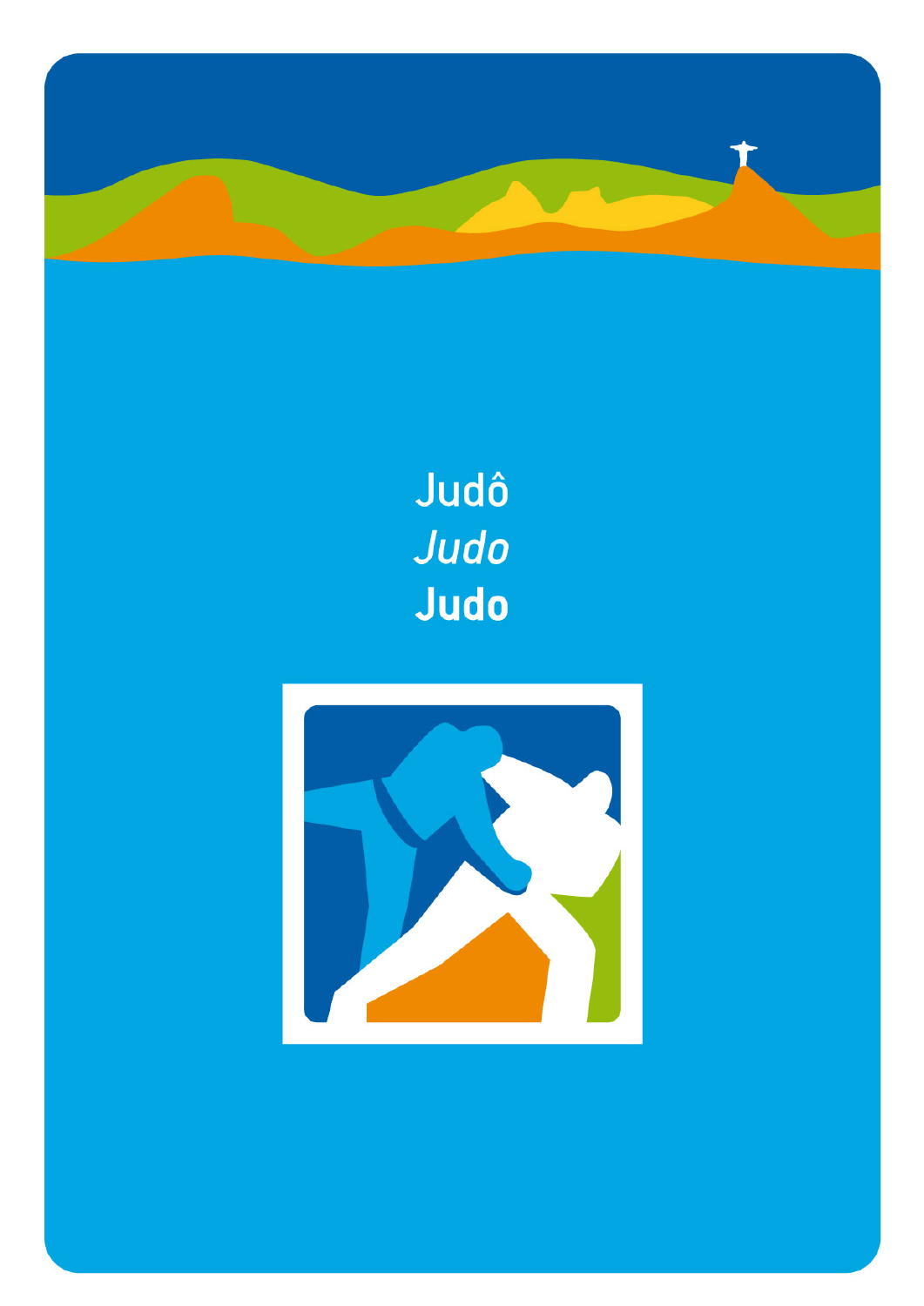# Judô

*Judo*

**Judo**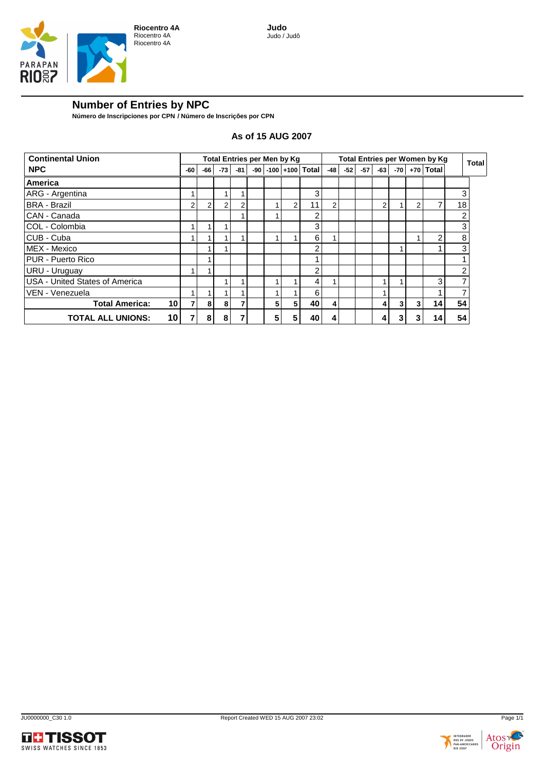Riocentro 4A
Riocentro 4A
Riocentro 4A

Judo
Judo / Judô

# Number of Entries by NPC

**Número de Inscripciones por CPN / Número de Inscrições por CPN**

**As of 15 AUG 2007**

| Continental Union | | Total Entries per Men by Kg | | | | | | | | Total Entries per Women by Kg | | | | | | | Total |
|---|---|---|---|---|---|---|---|---|---|---|---|---|---|---|---|---|---|
| **NPC** | | **-60** | **-66** | **-73** | **-81** | **-90** | **-100** | **+100** | **Total** | **-48** | **-52** | **-57** | **-63** | **-70** | **+70** | **Total** | |
| **America** | | | | | | | | | | | | | | | | | |
| ARG - Argentina | | 1 | | 1 | 1 | | | | 3 | | | | | | | | 3 |
| BRA - Brazil | | 2 | 2 | 2 | 2 | | 1 | 2 | 11 | 2 | | | 2 | 1 | 2 | 7 | 18 |
| CAN - Canada | | | | | 1 | | 1 | | 2 | | | | | | | | 2 |
| COL - Colombia | | 1 | 1 | 1 | | | | | 3 | | | | | | | | 3 |
| CUB - Cuba | | 1 | 1 | 1 | 1 | | 1 | 1 | 6 | 1 | | | | | 1 | 2 | 8 |
| MEX - Mexico | | | 1 | 1 | | | | | 2 | | | | | 1 | | 1 | 3 |
| PUR - Puerto Rico | | | 1 | | | | | | 1 | | | | | | | | 1 |
| URU - Uruguay | | 1 | 1 | | | | | | 2 | | | | | | | | 2 |
| USA - United States of America | | | | 1 | 1 | | 1 | 1 | 4 | 1 | | | 1 | 1 | | 3 | 7 |
| VEN - Venezuela | | 1 | 1 | 1 | 1 | | 1 | 1 | 6 | | | | 1 | | | 1 | 7 |
| **Total America:** | **10** | **7** | **8** | **8** | **7** | | **5** | **5** | **40** | **4** | | | **4** | **3** | **3** | **14** | **54** |
| **TOTAL ALL UNIONS:** | **10** | **7** | **8** | **8** | **7** | | **5** | **5** | **40** | **4** | | | **4** | **3** | **3** | **14** | **54** |

JU0000000_C30 1.0

Report Created WED 15 AUG 2007 23:02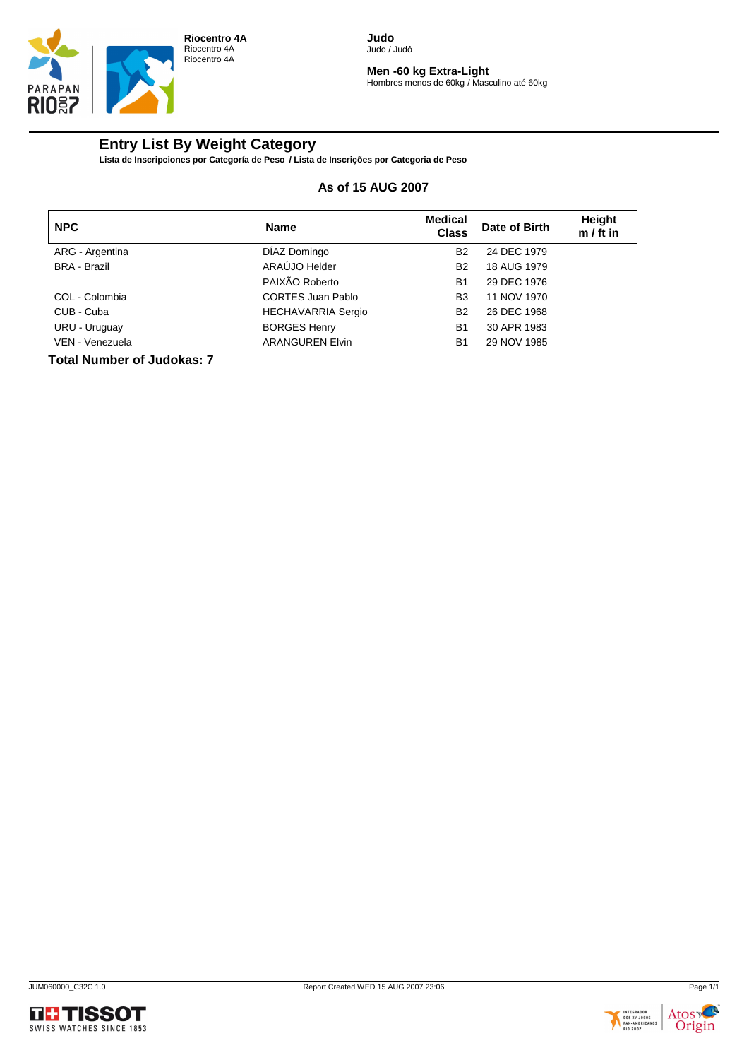**Riocentro 4A**
Riocentro 4A
Riocentro 4A

**Judo**
Judo / Judô

**Men -60 kg Extra-Light**
Hombres menos de 60kg / Masculino até 60kg

## Entry List By Weight Category

**Lista de Inscripciones por Categoría de Peso / Lista de Inscrições por Categoria de Peso**

**As of 15 AUG 2007**

| NPC | Name | Medical Class | Date of Birth | Height m / ft in |
|---|---|---|---|---|
| ARG - Argentina | DÍAZ Domingo | B2 | 24 DEC 1979 | |
| BRA - Brazil | ARAÚJO Helder | B2 | 18 AUG 1979 | |
| | PAIXÃO Roberto | B1 | 29 DEC 1976 | |
| COL - Colombia | CORTES Juan Pablo | B3 | 11 NOV 1970 | |
| CUB - Cuba | HECHAVARRIA Sergio | B2 | 26 DEC 1968 | |
| URU - Uruguay | BORGES Henry | B1 | 30 APR 1983 | |
| VEN - Venezuela | ARANGUREN Elvin | B1 | 29 NOV 1985 | |

**Total Number of Judokas: 7**

JUM060000_C32C 1.0 Report Created WED 15 AUG 2007 23:06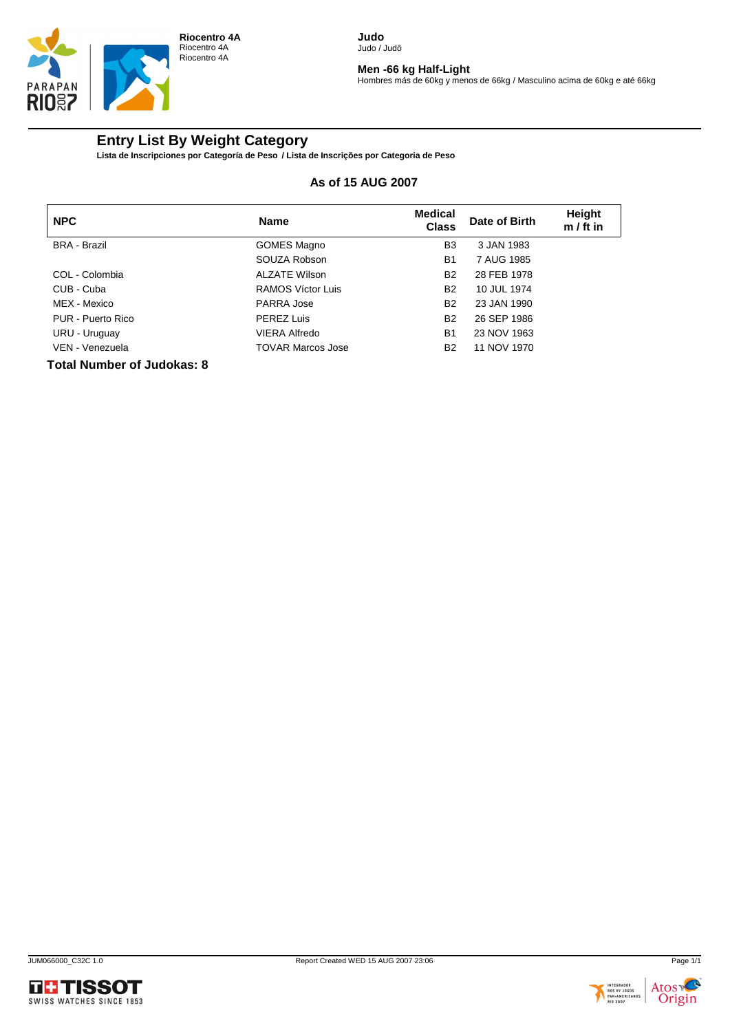**Riocentro 4A**
Riocentro 4A
Riocentro 4A

**Judo**
Judo / Judô

**Men -66 kg Half-Light**
Hombres más de 60kg y menos de 66kg / Masculino acima de 60kg e até 66kg

# Entry List By Weight Category

**Lista de Inscripciones por Categoría de Peso / Lista de Inscrições por Categoria de Peso**

**As of 15 AUG 2007**

| NPC | Name | Medical Class | Date of Birth | Height m / ft in |
|---|---|---|---|---|
| BRA - Brazil | GOMES Magno | B3 | 3 JAN 1983 | |
| | SOUZA Robson | B1 | 7 AUG 1985 | |
| COL - Colombia | ALZATE Wilson | B2 | 28 FEB 1978 | |
| CUB - Cuba | RAMOS Víctor Luis | B2 | 10 JUL 1974 | |
| MEX - Mexico | PARRA Jose | B2 | 23 JAN 1990 | |
| PUR - Puerto Rico | PEREZ Luis | B2 | 26 SEP 1986 | |
| URU - Uruguay | VIERA Alfredo | B1 | 23 NOV 1963 | |
| VEN - Venezuela | TOVAR Marcos Jose | B2 | 11 NOV 1970 | |

**Total Number of Judokas: 8**

JUM066000_C32C 1.0 Report Created WED 15 AUG 2007 23:06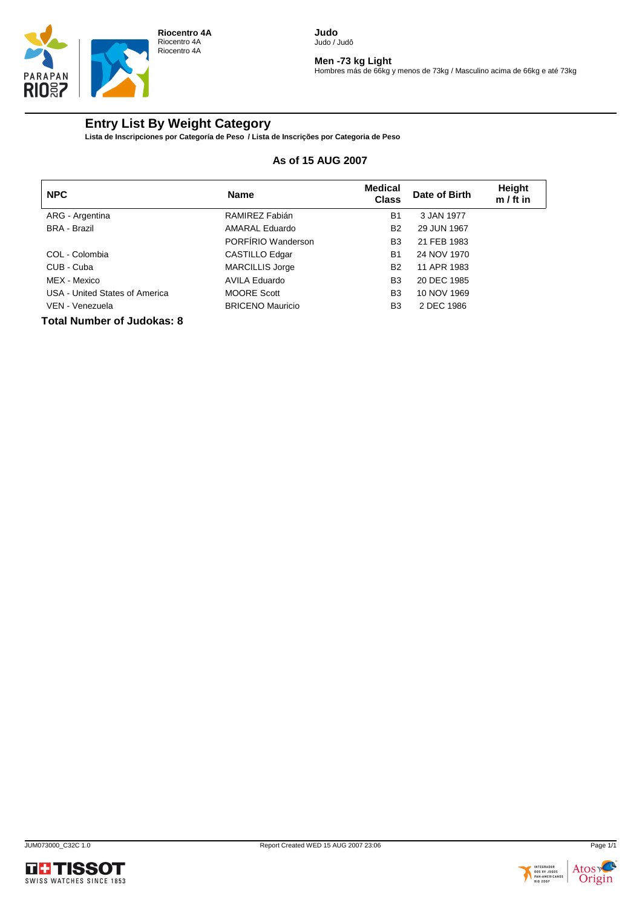Riocentro 4A
Riocentro 4A
Riocentro 4A

**Judo**
Judo / Judô

**Men -73 kg Light**
Hombres más de 66kg y menos de 73kg / Masculino acima de 66kg e até 73kg

# Entry List By Weight Category

**Lista de Inscripciones por Categoría de Peso / Lista de Inscrições por Categoria de Peso**

**As of 15 AUG 2007**

| NPC | Name | Medical Class | Date of Birth | Height m / ft in |
|---|---|---|---|---|
| ARG - Argentina | RAMIREZ Fabián | B1 | 3 JAN 1977 | |
| BRA - Brazil | AMARAL Eduardo | B2 | 29 JUN 1967 | |
| | PORFÍRIO Wanderson | B3 | 21 FEB 1983 | |
| COL - Colombia | CASTILLO Edgar | B1 | 24 NOV 1970 | |
| CUB - Cuba | MARCILLIS Jorge | B2 | 11 APR 1983 | |
| MEX - Mexico | AVILA Eduardo | B3 | 20 DEC 1985 | |
| USA - United States of America | MOORE Scott | B3 | 10 NOV 1969 | |
| VEN - Venezuela | BRICENO Mauricio | B3 | 2 DEC 1986 | |

**Total Number of Judokas: 8**

JUM073000_C32C 1.0 Report Created WED 15 AUG 2007 23:06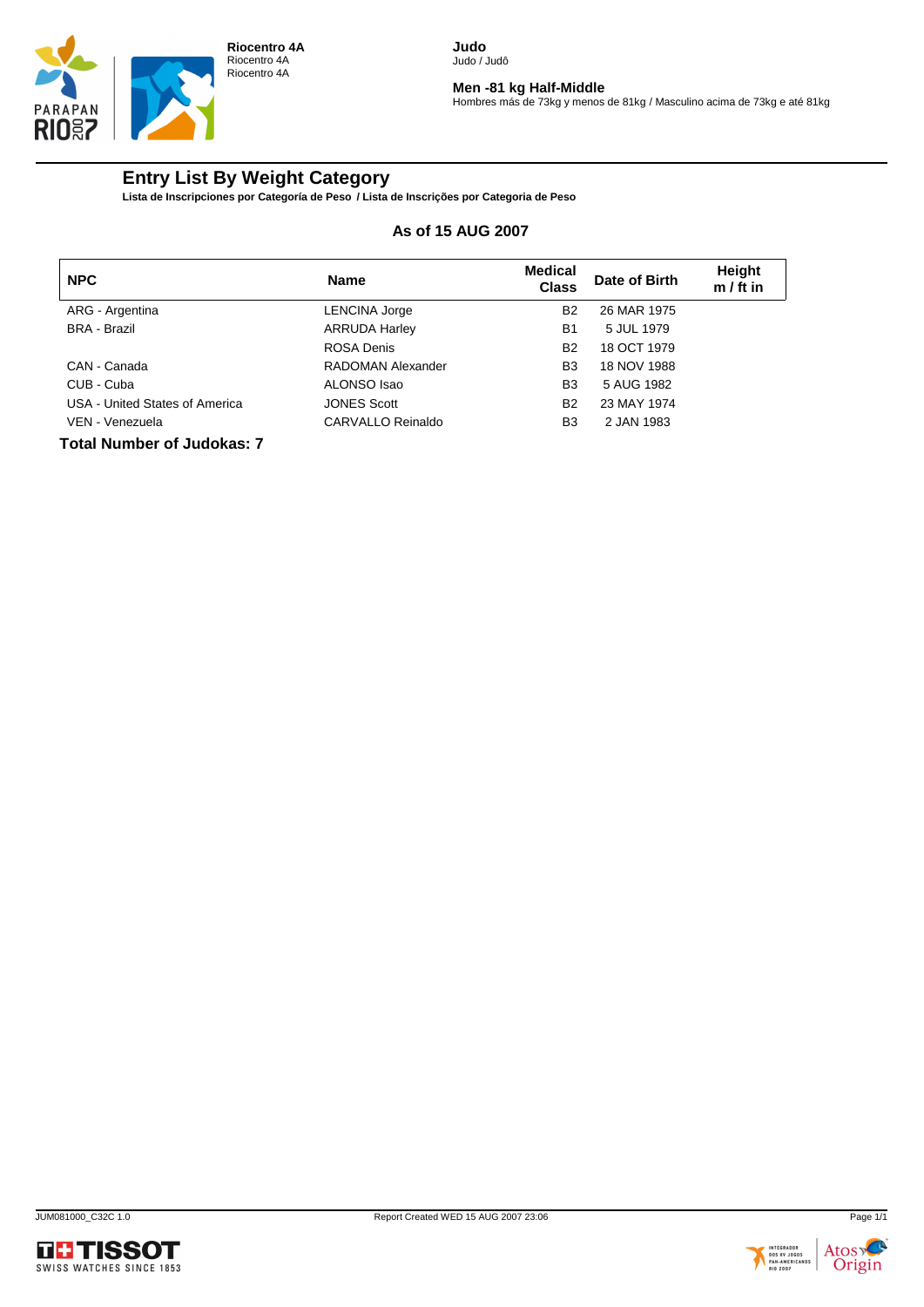Riocentro 4A
Riocentro 4A
Riocentro 4A

**Judo**
Judo / Judô

**Men -81 kg Half-Middle**
Hombres más de 73kg y menos de 81kg / Masculino acima de 73kg e até 81kg

## Entry List By Weight Category

**Lista de Inscripciones por Categoría de Peso / Lista de Inscrições por Categoria de Peso**

**As of 15 AUG 2007**

| NPC | Name | Medical Class | Date of Birth | Height m / ft in |
|---|---|---|---|---|
| ARG - Argentina | LENCINA Jorge | B2 | 26 MAR 1975 | |
| BRA - Brazil | ARRUDA Harley | B1 | 5 JUL 1979 | |
| | ROSA Denis | B2 | 18 OCT 1979 | |
| CAN - Canada | RADOMAN Alexander | B3 | 18 NOV 1988 | |
| CUB - Cuba | ALONSO Isao | B3 | 5 AUG 1982 | |
| USA - United States of America | JONES Scott | B2 | 23 MAY 1974 | |
| VEN - Venezuela | CARVALLO Reinaldo | B3 | 2 JAN 1983 | |

**Total Number of Judokas: 7**

JUM081000_C32C 1.0 Report Created WED 15 AUG 2007 23:06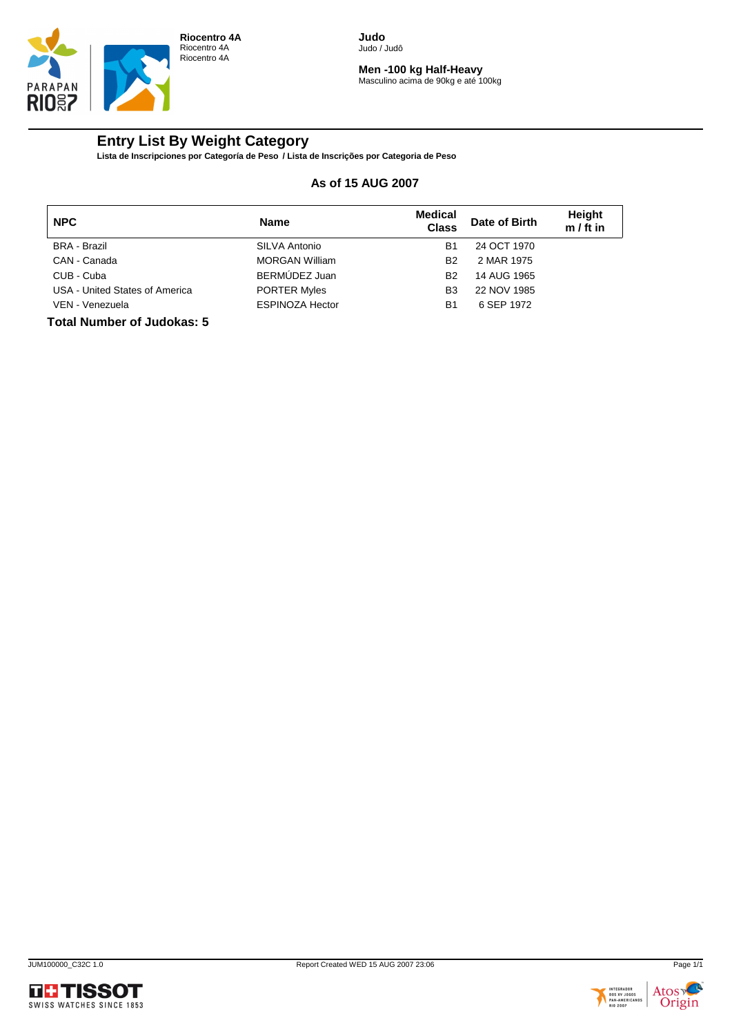Riocentro 4A
Riocentro 4A
Riocentro 4A

**Judo**
Judo / Judô

**Men -100 kg Half-Heavy**
Masculino acima de 90kg e até 100kg

# Entry List By Weight Category

**Lista de Inscripciones por Categoría de Peso / Lista de Inscrições por Categoria de Peso**

### As of 15 AUG 2007

| NPC | Name | Medical Class | Date of Birth | Height m / ft in |
|---|---|---|---|---|
| BRA - Brazil | SILVA Antonio | B1 | 24 OCT 1970 | |
| CAN - Canada | MORGAN William | B2 | 2 MAR 1975 | |
| CUB - Cuba | BERMÚDEZ Juan | B2 | 14 AUG 1965 | |
| USA - United States of America | PORTER Myles | B3 | 22 NOV 1985 | |
| VEN - Venezuela | ESPINOZA Hector | B1 | 6 SEP 1972 | |

**Total Number of Judokas: 5**

JUM100000_C32C 1.0 Report Created WED 15 AUG 2007 23:06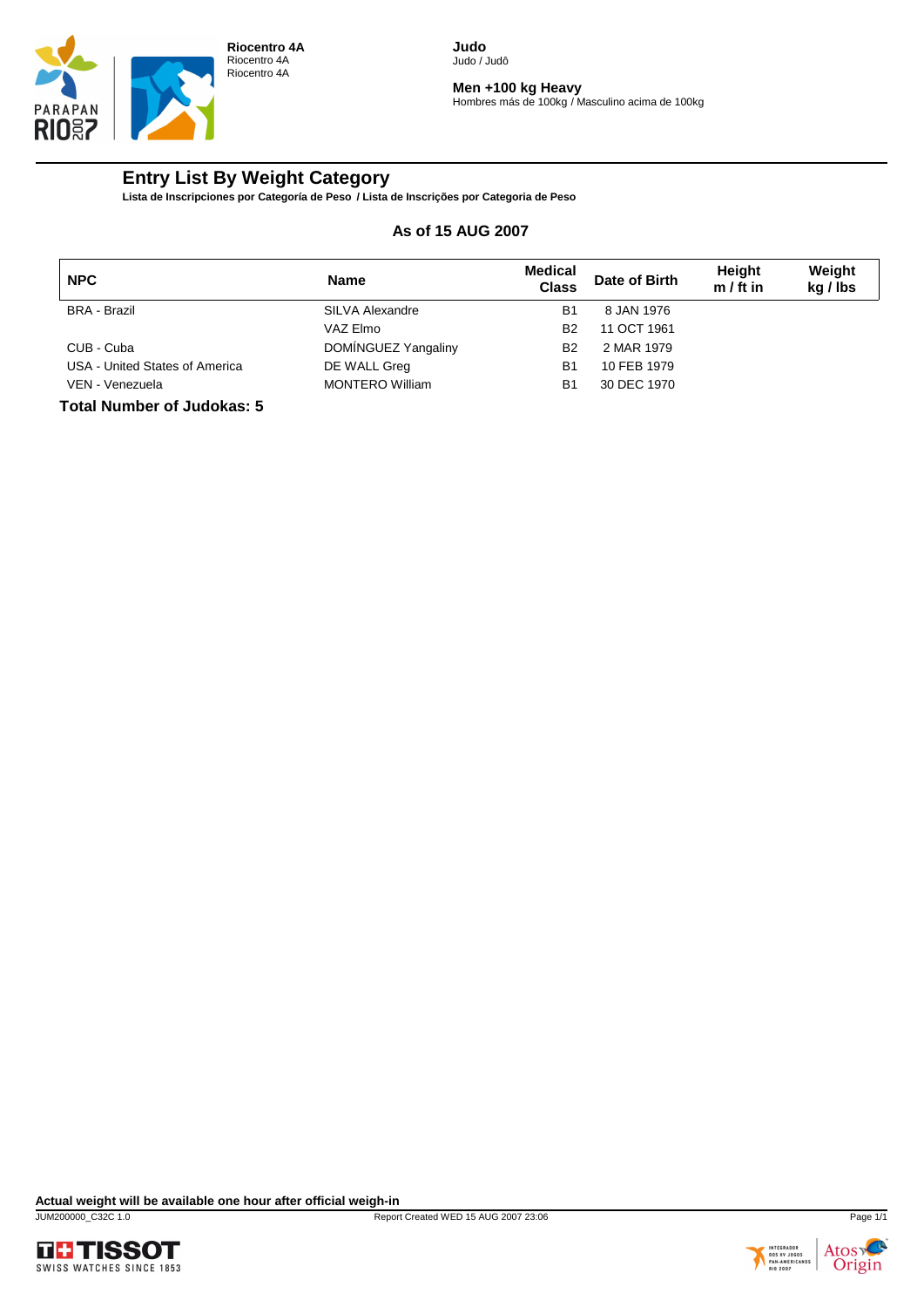Riocentro 4A
Riocentro 4A
Riocentro 4A

**Judo**
Judo / Judô

**Men +100 kg Heavy**
Hombres más de 100kg / Masculino acima de 100kg

# Entry List By Weight Category

**Lista de Inscripciones por Categoría de Peso / Lista de Inscrições por Categoria de Peso**

**As of 15 AUG 2007**

| NPC | Name | Medical Class | Date of Birth | Height m / ft in | Weight kg / lbs |
|---|---|---|---|---|---|
| BRA - Brazil | SILVA Alexandre | B1 | 8 JAN 1976 | | |
| | VAZ Elmo | B2 | 11 OCT 1961 | | |
| CUB - Cuba | DOMÍNGUEZ Yangaliny | B2 | 2 MAR 1979 | | |
| USA - United States of America | DE WALL Greg | B1 | 10 FEB 1979 | | |
| VEN - Venezuela | MONTERO William | B1 | 30 DEC 1970 | | |

**Total Number of Judokas: 5**

**Actual weight will be available one hour after official weigh-in**

JUM200000_C32C 1.0 Report Created WED 15 AUG 2007 23:06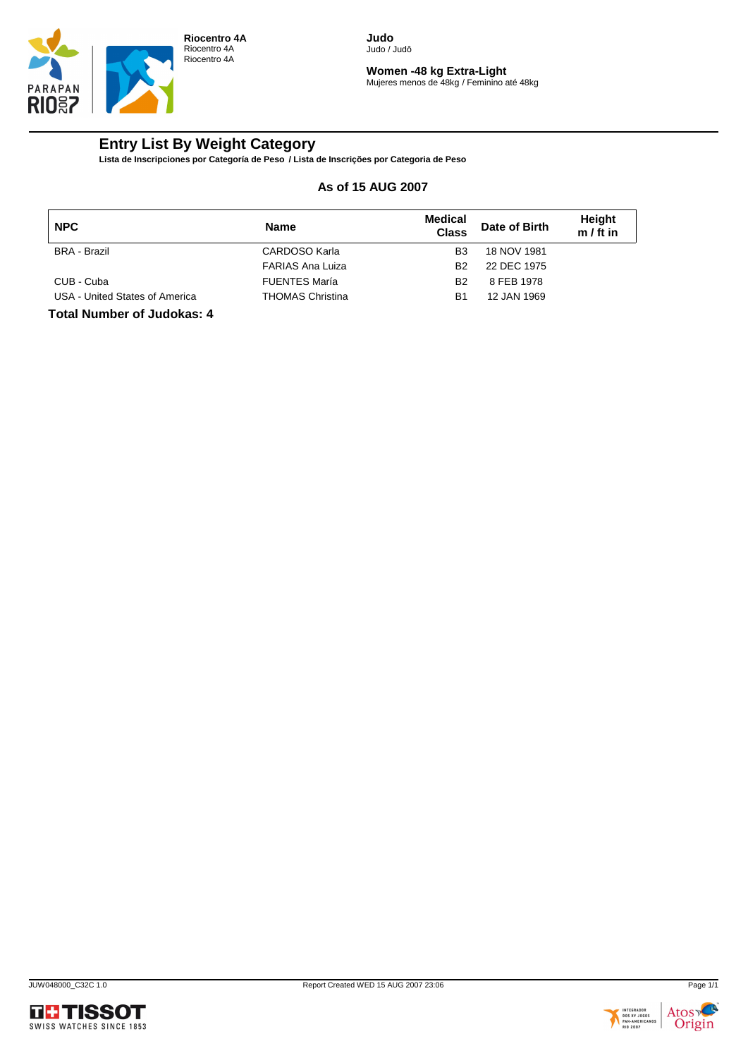Riocentro 4A
Riocentro 4A
Riocentro 4A

**Judo**
Judo / Judô

**Women -48 kg Extra-Light**
Mujeres menos de 48kg / Feminino até 48kg

# Entry List By Weight Category

**Lista de Inscripciones por Categoría de Peso / Lista de Inscrições por Categoria de Peso**

**As of 15 AUG 2007**

| NPC | Name | Medical Class | Date of Birth | Height m / ft in |
|---|---|---|---|---|
| BRA - Brazil | CARDOSO Karla | B3 | 18 NOV 1981 | |
| | FARIAS Ana Luiza | B2 | 22 DEC 1975 | |
| CUB - Cuba | FUENTES María | B2 | 8 FEB 1978 | |
| USA - United States of America | THOMAS Christina | B1 | 12 JAN 1969 | |

**Total Number of Judokas: 4**

JUW048000_C32C 1.0 Report Created WED 15 AUG 2007 23:06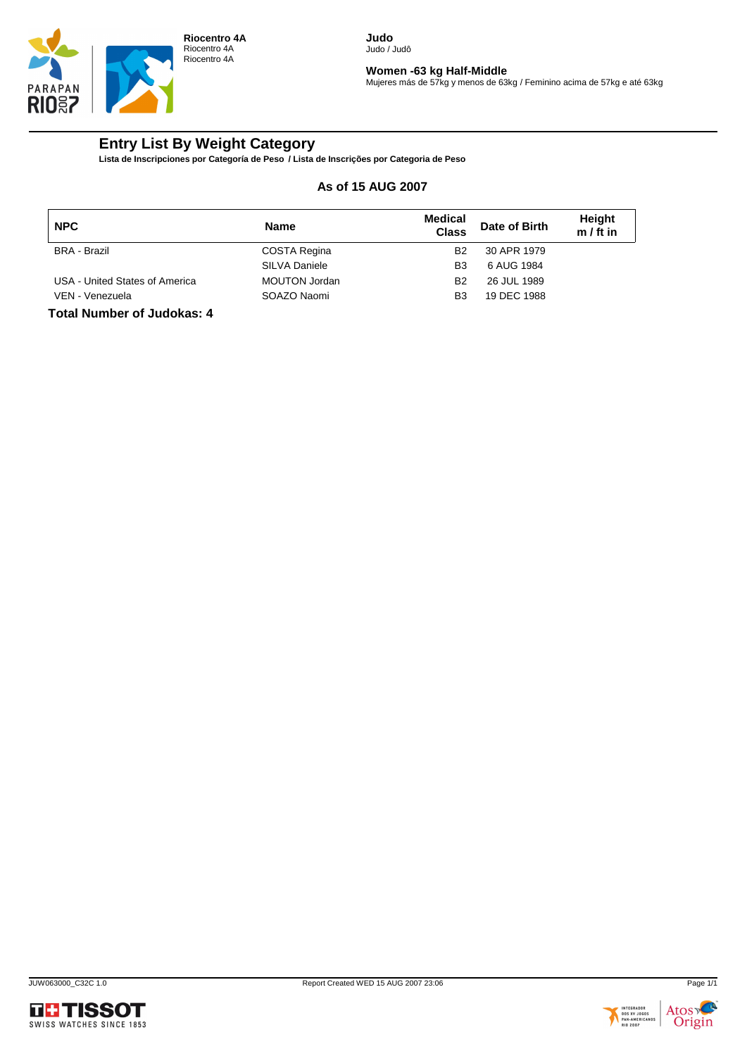**Riocentro 4A**
Riocentro 4A
Riocentro 4A

**Judo**
Judo / Judô

**Women -63 kg Half-Middle**
Mujeres más de 57kg y menos de 63kg / Feminino acima de 57kg e até 63kg

## Entry List By Weight Category

**Lista de Inscripciones por Categoría de Peso / Lista de Inscrições por Categoria de Peso**

### As of 15 AUG 2007

| NPC | Name | Medical Class | Date of Birth | Height m / ft in |
|---|---|---|---|---|
| BRA - Brazil | COSTA Regina | B2 | 30 APR 1979 | |
| | SILVA Daniele | B3 | 6 AUG 1984 | |
| USA - United States of America | MOUTON Jordan | B2 | 26 JUL 1989 | |
| VEN - Venezuela | SOAZO Naomi | B3 | 19 DEC 1988 | |

**Total Number of Judokas: 4**

JUW063000_C32C 1.0

Report Created WED 15 AUG 2007 23:06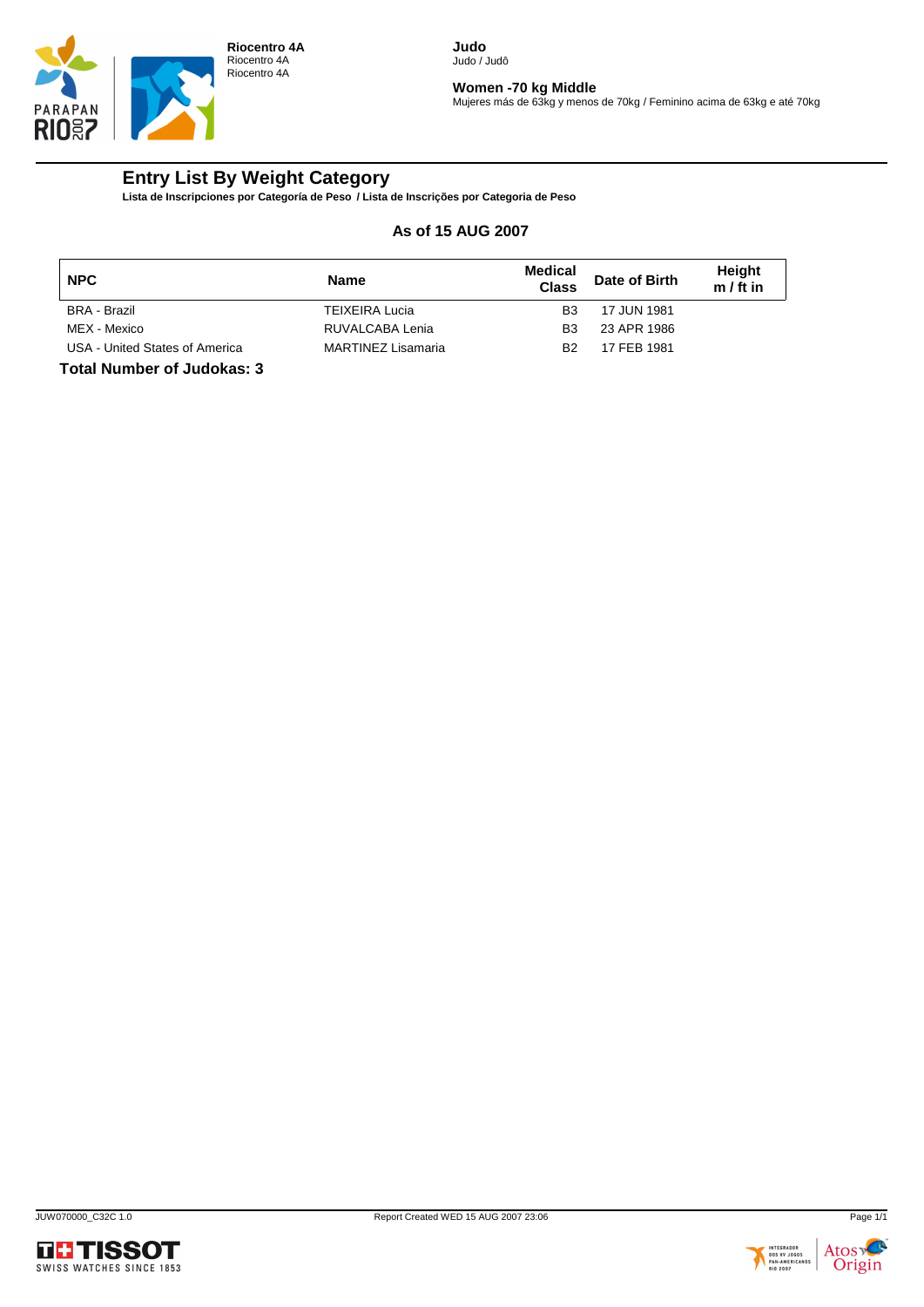**Riocentro 4A**
Riocentro 4A
Riocentro 4A

**Judo**
Judo / Judô

**Women -70 kg Middle**
Mujeres más de 63kg y menos de 70kg / Feminino acima de 63kg e até 70kg

# Entry List By Weight Category

**Lista de Inscripciones por Categoría de Peso / Lista de Inscrições por Categoria de Peso**

**As of 15 AUG 2007**

| NPC | Name | Medical Class | Date of Birth | Height m / ft in |
|---|---|---|---|---|
| BRA - Brazil | TEIXEIRA Lucia | B3 | 17 JUN 1981 | |
| MEX - Mexico | RUVALCABA Lenia | B3 | 23 APR 1986 | |
| USA - United States of America | MARTINEZ Lisamaria | B2 | 17 FEB 1981 | |

**Total Number of Judokas: 3**

JUW070000_C32C 1.0 Report Created WED 15 AUG 2007 23:06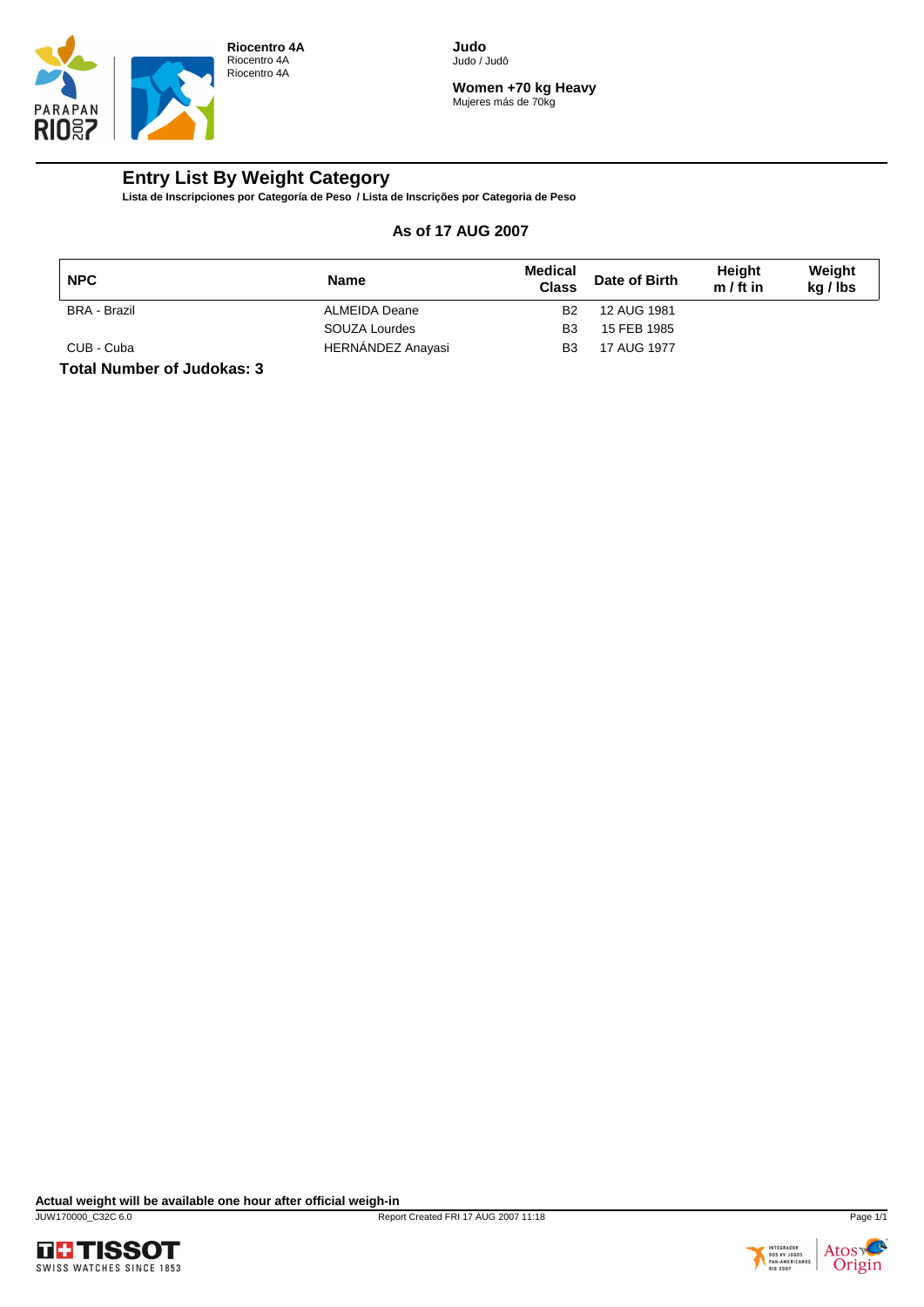**Riocentro 4A**
Riocentro 4A
Riocentro 4A

**Judo**
Judo / Judô

**Women +70 kg Heavy**
Mujeres más de 70kg

# Entry List By Weight Category

**Lista de Inscripciones por Categoría de Peso / Lista de Inscrições por Categoria de Peso**

**As of 17 AUG 2007**

| NPC | Name | Medical Class | Date of Birth | Height m / ft in | Weight kg / lbs |
|---|---|---|---|---|---|
| BRA - Brazil | ALMEIDA Deane | B2 | 12 AUG 1981 | | |
| | SOUZA Lourdes | B3 | 15 FEB 1985 | | |
| CUB - Cuba | HERNÁNDEZ Anayasi | B3 | 17 AUG 1977 | | |

**Total Number of Judokas: 3**

**Actual weight will be available one hour after official weigh-in**

JUW170000_C32C 6.0 Report Created FRI 17 AUG 2007 11:18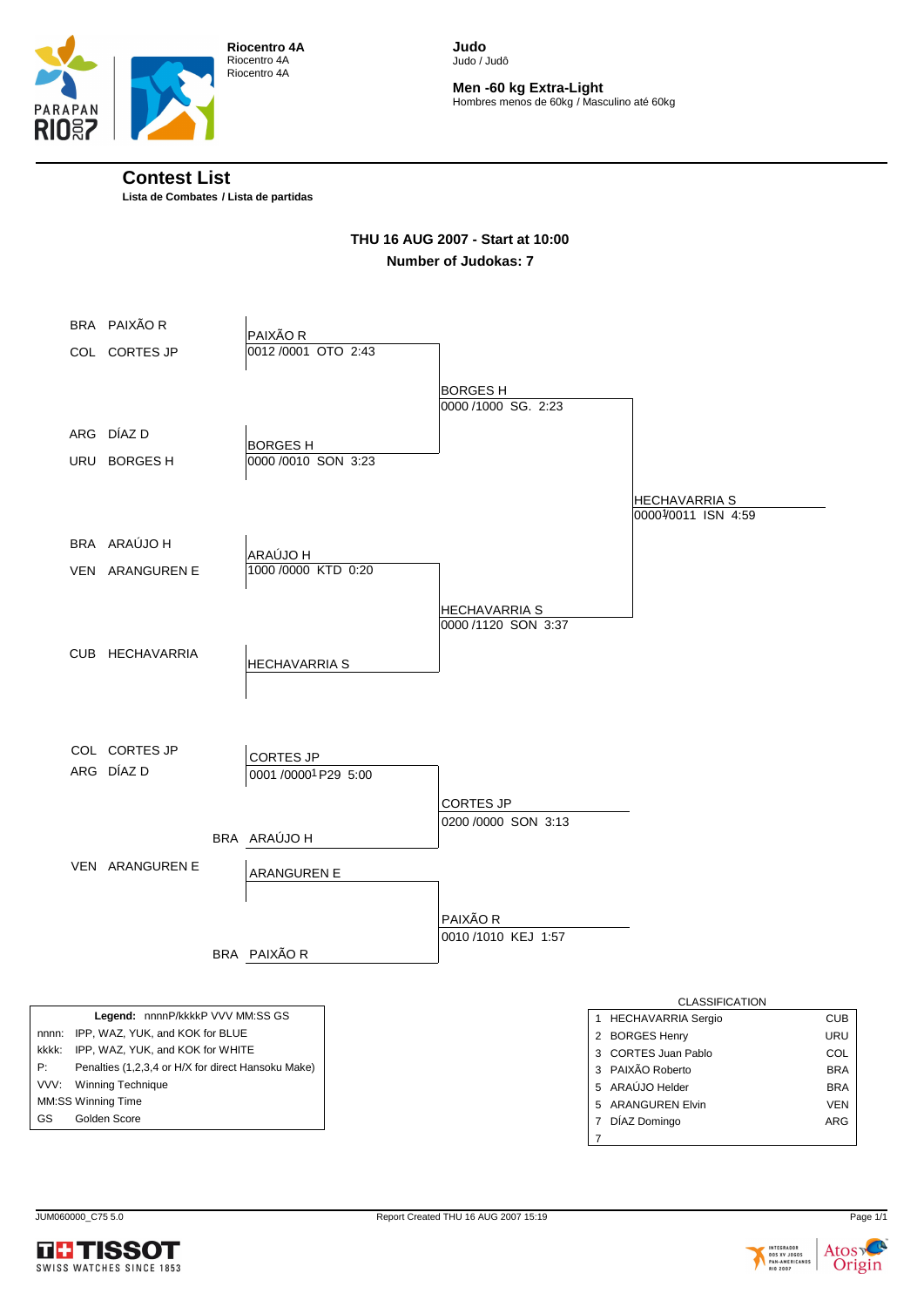**Riocentro 4A**
Riocentro 4A
Riocentro 4A

**Judo**
Judo / Judô

**Men -60 kg Extra-Light**
Hombres menos de 60kg / Masculino até 60kg

## Contest List

**Lista de Combates / Lista de partidas**

**THU 16 AUG 2007 - Start at 10:00**

**Number of Judokas: 7**

### Main bracket

| Round 1 | Winner | Semifinal Winner | Final Winner |
|---|---|---|---|
| BRA PAIXÃO R / COL CORTES JP | PAIXÃO R 0012 /0001 OTO 2:43 | | |
| ARG DÍAZ D / URU BORGES H | BORGES H 0000 /0010 SON 3:23 | BORGES H 0000 /1000 SG. 2:23 | |
| BRA ARAÚJO H / VEN ARANGUREN E | ARAÚJO H 1000 /0000 KTD 0:20 | | HECHAVARRIA S 0000[1]/0011 ISN 4:59 |
| CUB HECHAVARRIA | HECHAVARRIA S | HECHAVARRIA S 0000 /1120 SON 3:37 | |

### Repechage

| Round 1 | Winner | Bronze |
|---|---|---|
| COL CORTES JP / ARG DÍAZ D | CORTES JP 0001 /0000[1] P29 5:00 | |
| BRA ARAÚJO H | | CORTES JP 0200 /0000 SON 3:13 |
| VEN ARANGUREN E | ARANGUREN E | |
| BRA PAIXÃO R | | PAIXÃO R 0010 /1010 KEJ 1:57 |

| Legend: | nnnnP/kkkkP VVV MM:SS GS |
|---|---|
| nnnn: | IPP, WAZ, YUK, and KOK for BLUE |
| kkkk: | IPP, WAZ, YUK, and KOK for WHITE |
| P: | Penalties (1,2,3,4 or H/X for direct Hansoku Make) |
| VVV: | Winning Technique |
| MM:SS | Winning Time |
| GS | Golden Score |

**CLASSIFICATION**

| | Name | NOC |
|---|---|---|
| 1 | HECHAVARRIA Sergio | CUB |
| 2 | BORGES Henry | URU |
| 3 | CORTES Juan Pablo | COL |
| 3 | PAIXÃO Roberto | BRA |
| 5 | ARAÚJO Helder | BRA |
| 5 | ARANGUREN Elvin | VEN |
| 7 | DÍAZ Domingo | ARG |
| 7 | | |

JUM060000_C75 5.0 Report Created THU 16 AUG 2007 15:19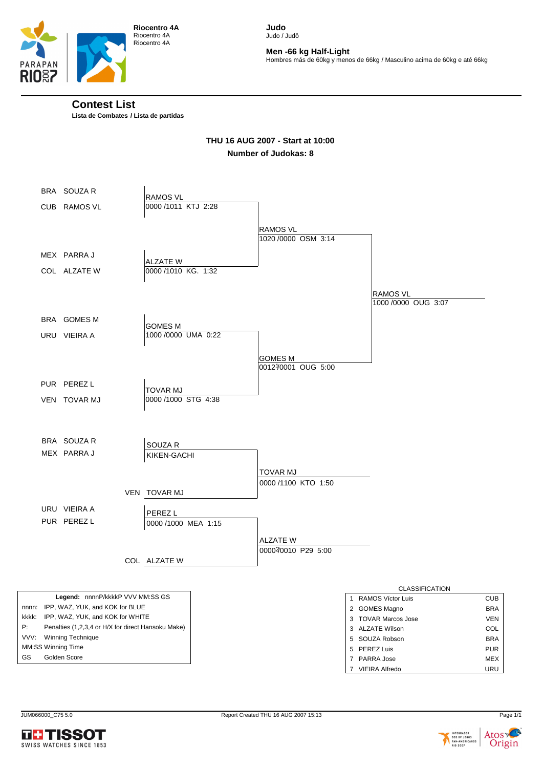Riocentro 4A
Riocentro 4A
Riocentro 4A

**Judo**
Judo / Judô

**Men -66 kg Half-Light**
Hombres más de 60kg y menos de 66kg / Masculino acima de 60kg e até 66kg

## Contest List

**Lista de Combates / Lista de partidas**

**THU 16 AUG 2007 - Start at 10:00**

**Number of Judokas: 8**

### Main Draw

| Round 1 | Winner | Result |
|---|---|---|
| BRA SOUZA R vs CUB RAMOS VL | RAMOS VL | 0000 /1011 KTJ 2:28 |
| MEX PARRA J vs COL ALZATE W | ALZATE W | 0000 /1010 KG. 1:32 |
| BRA GOMES M vs URU VIEIRA A | GOMES M | 1000 /0000 UMA 0:22 |
| PUR PEREZ L vs VEN TOVAR MJ | TOVAR MJ | 0000 /1000 STG 4:38 |

| Semifinal | Winner | Result |
|---|---|---|
| RAMOS VL vs ALZATE W | RAMOS VL | 1020 /0000 OSM 3:14 |
| GOMES M vs TOVAR MJ | GOMES M | 0012/0001 OUG 5:00 |

| Final | Winner | Result |
|---|---|---|
| RAMOS VL vs GOMES M | RAMOS VL | 1000 /0000 OUG 3:07 |

### Repechage

| Contest | Winner | Result |
|---|---|---|
| BRA SOUZA R vs MEX PARRA J | SOUZA R | KIKEN-GACHI |
| SOUZA R vs VEN TOVAR MJ | TOVAR MJ | 0000 /1100 KTO 1:50 |
| URU VIEIRA A vs PUR PEREZ L | PEREZ L | 0000 /1000 MEA 1:15 |
| PEREZ L vs COL ALZATE W | ALZATE W | 0000/0010 P29 5:00 |

| Legend: nnnnP/kkkkP VVV MM:SS GS | |
|---|---|
| nnnn: | IPP, WAZ, YUK, and KOK for BLUE |
| kkkk: | IPP, WAZ, YUK, and KOK for WHITE |
| P: | Penalties (1,2,3,4 or H/X for direct Hansoku Make) |
| VVV: | Winning Technique |
| MM:SS | Winning Time |
| GS | Golden Score |

**CLASSIFICATION**

| Rank | Name | NOC |
|---|---|---|
| 1 | RAMOS Víctor Luis | CUB |
| 2 | GOMES Magno | BRA |
| 3 | TOVAR Marcos Jose | VEN |
| 3 | ALZATE Wilson | COL |
| 5 | SOUZA Robson | BRA |
| 5 | PEREZ Luis | PUR |
| 7 | PARRA Jose | MEX |
| 7 | VIEIRA Alfredo | URU |

JUM066000_C75 5.0 Report Created THU 16 AUG 2007 15:13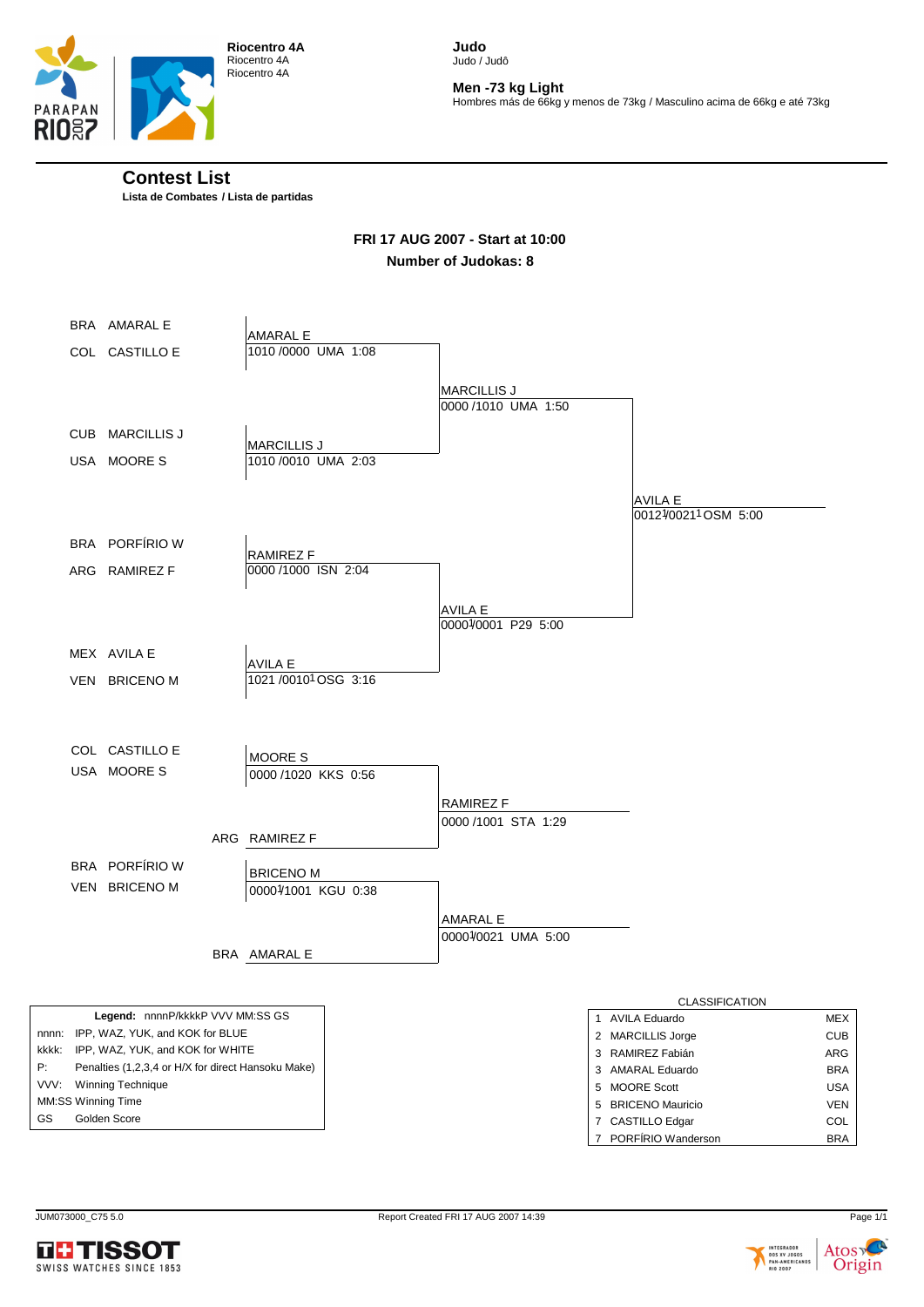**Riocentro 4A**
Riocentro 4A
Riocentro 4A

**Judo**
Judo / Judô

**Men -73 kg Light**
Hombres más de 66kg y menos de 73kg / Masculino acima de 66kg e até 73kg

## Contest List

**Lista de Combates / Lista de partidas**

**FRI 17 AUG 2007 - Start at 10:00**

**Number of Judokas: 8**

### Main Bracket

| Round 1 | Result | Semi-final | Final |
|---|---|---|---|
| BRA AMARAL E vs COL CASTILLO E | AMARAL E 1010 /0000 UMA 1:08 | MARCILLIS J 0000 /1010 UMA 1:50 | AVILA E 0012 1/0021 1 OSM 5:00 |
| CUB MARCILLIS J vs USA MOORE S | MARCILLIS J 1010 /0010 UMA 2:03 | | |
| BRA PORFÍRIO W vs ARG RAMIREZ F | RAMIREZ F 0000 /1000 ISN 2:04 | AVILA E 0000 1/0001 P29 5:00 | |
| MEX AVILA E vs VEN BRICENO M | AVILA E 1021 /0010 1 OSG 3:16 | | |

### Repechage

| Repechage Round 1 | Result | Bronze Contest |
|---|---|---|
| COL CASTILLO E vs USA MOORE S | MOORE S 0000 /1020 KKS 0:56 | RAMIREZ F 0000 /1001 STA 1:29 (vs ARG RAMIREZ F) |
| BRA PORFÍRIO W vs VEN BRICENO M | BRICENO M 0000 1/1001 KGU 0:38 | AMARAL E 0000 1/0021 UMA 5:00 (vs BRA AMARAL E) |

**Legend:** nnnnP/kkkkP VVV MM:SS GS

| | |
|---|---|
| nnnn: | IPP, WAZ, YUK, and KOK for BLUE |
| kkkk: | IPP, WAZ, YUK, and KOK for WHITE |
| P: | Penalties (1,2,3,4 or H/X for direct Hansoku Make) |
| VVV: | Winning Technique |
| MM:SS | Winning Time |
| GS | Golden Score |

**CLASSIFICATION**

| Rank | Name | NOC |
|---|---|---|
| 1 | AVILA Eduardo | MEX |
| 2 | MARCILLIS Jorge | CUB |
| 3 | RAMIREZ Fabián | ARG |
| 3 | AMARAL Eduardo | BRA |
| 5 | MOORE Scott | USA |
| 5 | BRICENO Mauricio | VEN |
| 7 | CASTILLO Edgar | COL |
| 7 | PORFÍRIO Wanderson | BRA |

JUM073000_C75 5.0 Report Created FRI 17 AUG 2007 14:39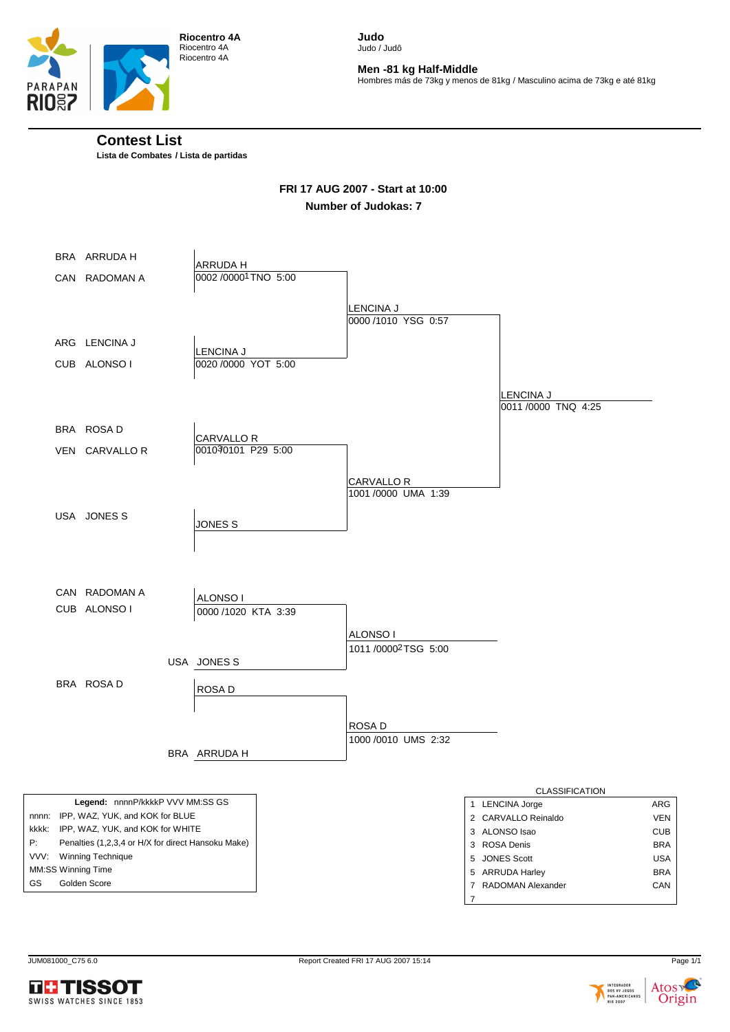Riocentro 4A
Riocentro 4A
Riocentro 4A

**Judo**
Judo / Judô

**Men -81 kg Half-Middle**
Hombres más de 73kg y menos de 81kg / Masculino acima de 73kg e até 81kg

# Contest List

**Lista de Combates / Lista de partidas**

**FRI 17 AUG 2007 - Start at 10:00**

**Number of Judokas: 7**

## Main Draw

**Round 1**

- BRA ARRUDA H vs CAN RADOMAN A → ARRUDA H, 0002 /0000[1] TNO 5:00
- ARG LENCINA J vs CUB ALONSO I → LENCINA J, 0020 /0000 YOT 5:00
- BRA ROSA D vs VEN CARVALLO R → CARVALLO R, 0010[3]0101 P29 5:00
- USA JONES S → JONES S

**Semifinals**

- ARRUDA H vs LENCINA J → LENCINA J, 0000 /1010 YSG 0:57
- CARVALLO R vs JONES S → CARVALLO R, 1001 /0000 UMA 1:39

**Final**

- LENCINA J vs CARVALLO R → LENCINA J, 0011 /0000 TNQ 4:25

## Repechage

- CAN RADOMAN A vs CUB ALONSO I → ALONSO I, 0000 /1020 KTA 3:39
- ALONSO I vs USA JONES S → ALONSO I, 1011 /0000[2] TSG 5:00
- BRA ROSA D → ROSA D
- ROSA D vs BRA ARRUDA H → ROSA D, 1000 /0010 UMS 2:32

| Legend: nnnnP/kkkkP VVV MM:SS GS | |
|---|---|
| nnnn: | IPP, WAZ, YUK, and KOK for BLUE |
| kkkk: | IPP, WAZ, YUK, and KOK for WHITE |
| P: | Penalties (1,2,3,4 or H/X for direct Hansoku Make) |
| VVV: | Winning Technique |
| MM:SS | Winning Time |
| GS | Golden Score |

**CLASSIFICATION**

| | | |
|---|---|---|
| 1 | LENCINA Jorge | ARG |
| 2 | CARVALLO Reinaldo | VEN |
| 3 | ALONSO Isao | CUB |
| 3 | ROSA Denis | BRA |
| 5 | JONES Scott | USA |
| 5 | ARRUDA Harley | BRA |
| 7 | RADOMAN Alexander | CAN |
| 7 | | |

JUM081000_C75 6.0 Report Created FRI 17 AUG 2007 15:14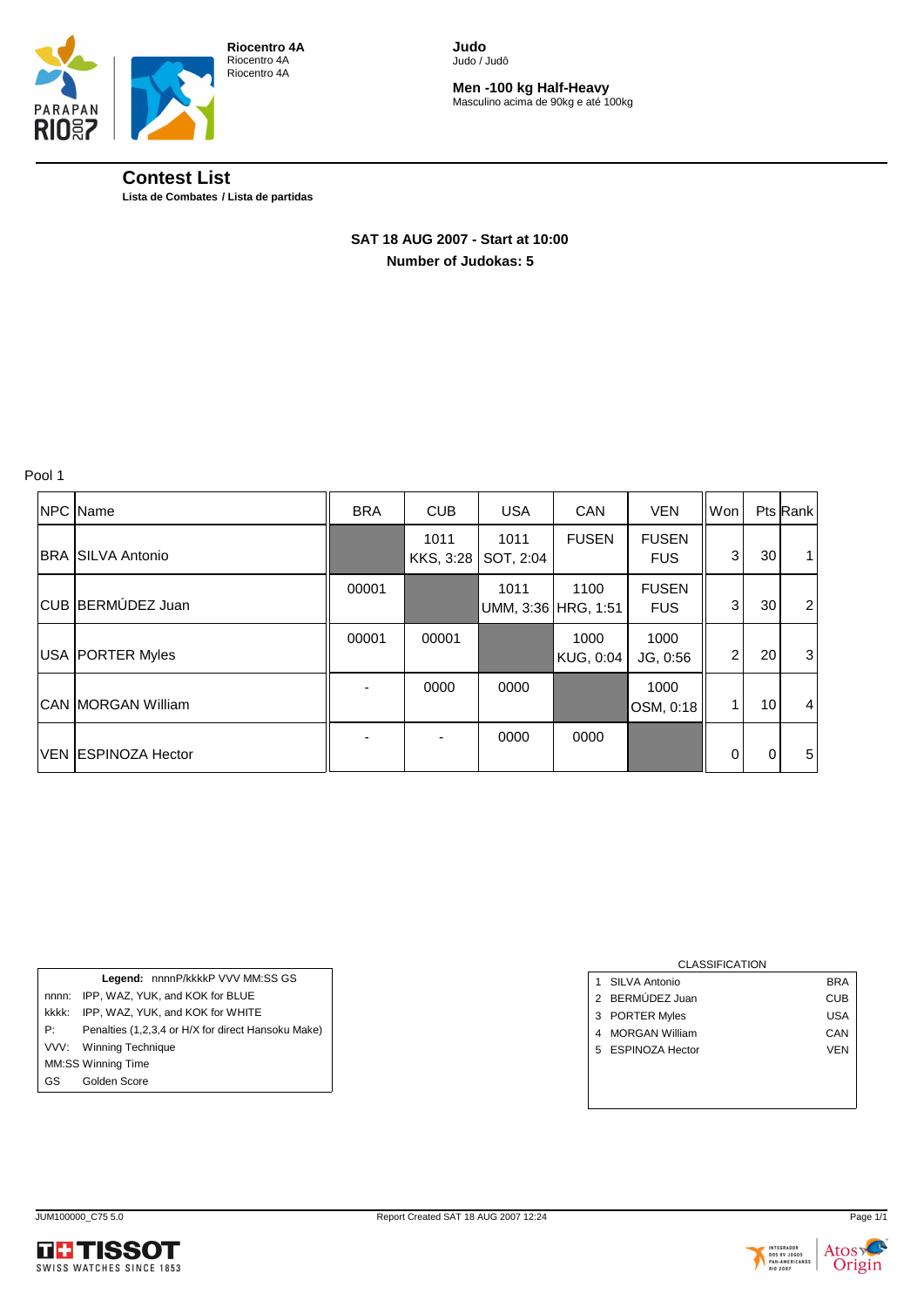**Riocentro 4A**
Riocentro 4A
Riocentro 4A

**Judo**
Judo / Judô

**Men -100 kg Half-Heavy**
Masculino acima de 90kg e até 100kg

## Contest List

**Lista de Combates / Lista de partidas**

**SAT 18 AUG 2007 - Start at 10:00**

**Number of Judokas: 5**

Pool 1

| NPC | Name | BRA | CUB | USA | CAN | VEN | Won | Pts | Rank |
|---|---|---|---|---|---|---|---|---|---|
| BRA | SILVA Antonio | | 1011 KKS, 3:28 | 1011 SOT, 2:04 | FUSEN | FUSEN FUS | 3 | 30 | 1 |
| CUB | BERMÚDEZ Juan | 00001 | | 1011 UMM, 3:36 | 1100 HRG, 1:51 | FUSEN FUS | 3 | 30 | 2 |
| USA | PORTER Myles | 00001 | 00001 | | 1000 KUG, 0:04 | 1000 JG, 0:56 | 2 | 20 | 3 |
| CAN | MORGAN William | - | 0000 | 0000 | | 1000 OSM, 0:18 | 1 | 10 | 4 |
| VEN | ESPINOZA Hector | - | - | 0000 | 0000 | | 0 | 0 | 5 |

**Legend:** nnnnP/kkkkP VVV MM:SS GS

| | |
|---|---|
| nnnn: | IPP, WAZ, YUK, and KOK for BLUE |
| kkkk: | IPP, WAZ, YUK, and KOK for WHITE |
| P: | Penalties (1,2,3,4 or H/X for direct Hansoku Make) |
| VVV: | Winning Technique |
| MM:SS | Winning Time |
| GS | Golden Score |

CLASSIFICATION

| | | |
|---|---|---|
| 1 | SILVA Antonio | BRA |
| 2 | BERMÚDEZ Juan | CUB |
| 3 | PORTER Myles | USA |
| 4 | MORGAN William | CAN |
| 5 | ESPINOZA Hector | VEN |

JUM100000_C75 5.0 Report Created SAT 18 AUG 2007 12:24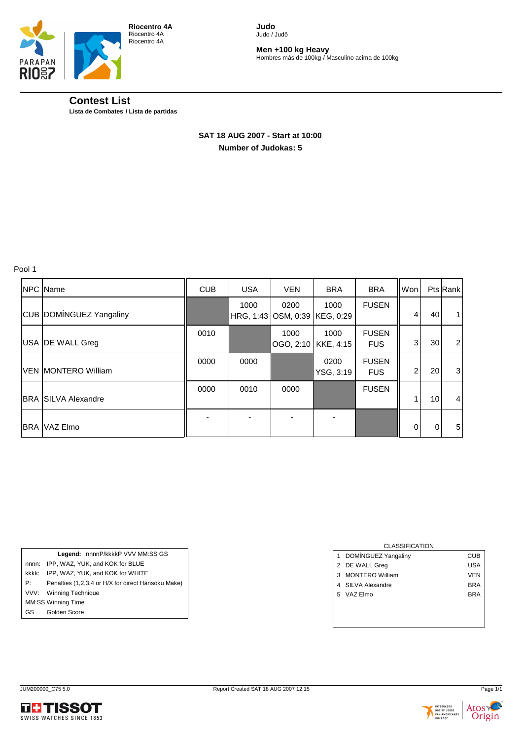**Riocentro 4A**
Riocentro 4A
Riocentro 4A

**Judo**
Judo / Judô

**Men +100 kg Heavy**
Hombres más de 100kg / Masculino acima de 100kg

## Contest List

**Lista de Combates / Lista de partidas**

**SAT 18 AUG 2007 - Start at 10:00**
**Number of Judokas: 5**

Pool 1

| NPC | Name | CUB | USA | VEN | BRA | BRA | Won | Pts | Rank |
|---|---|---|---|---|---|---|---|---|---|
| CUB | DOMÍNGUEZ Yangaliny | | 1000 HRG, 1:43 | 0200 OSM, 0:39 | 1000 KEG, 0:29 | FUSEN | 4 | 40 | 1 |
| USA | DE WALL Greg | 0010 | | 1000 OGO, 2:10 | 1000 KKE, 4:15 | FUSEN FUS | 3 | 30 | 2 |
| VEN | MONTERO William | 0000 | 0000 | | 0200 YSG, 3:19 | FUSEN FUS | 2 | 20 | 3 |
| BRA | SILVA Alexandre | 0000 | 0010 | 0000 | | FUSEN | 1 | 10 | 4 |
| BRA | VAZ Elmo | - | - | - | - | | 0 | 0 | 5 |

| **Legend:** nnnnP/kkkkP VVV MM:SS GS | |
|---|---|
| nnnn: | IPP, WAZ, YUK, and KOK for BLUE |
| kkkk: | IPP, WAZ, YUK, and KOK for WHITE |
| P: | Penalties (1,2,3,4 or H/X for direct Hansoku Make) |
| VVV: | Winning Technique |
| MM:SS | Winning Time |
| GS | Golden Score |

CLASSIFICATION

| Rank | Name | NPC |
|---|---|---|
| 1 | DOMÍNGUEZ Yangaliny | CUB |
| 2 | DE WALL Greg | USA |
| 3 | MONTERO William | VEN |
| 4 | SILVA Alexandre | BRA |
| 5 | VAZ Elmo | BRA |

JUM200000_C75 5.0 Report Created SAT 18 AUG 2007 12:15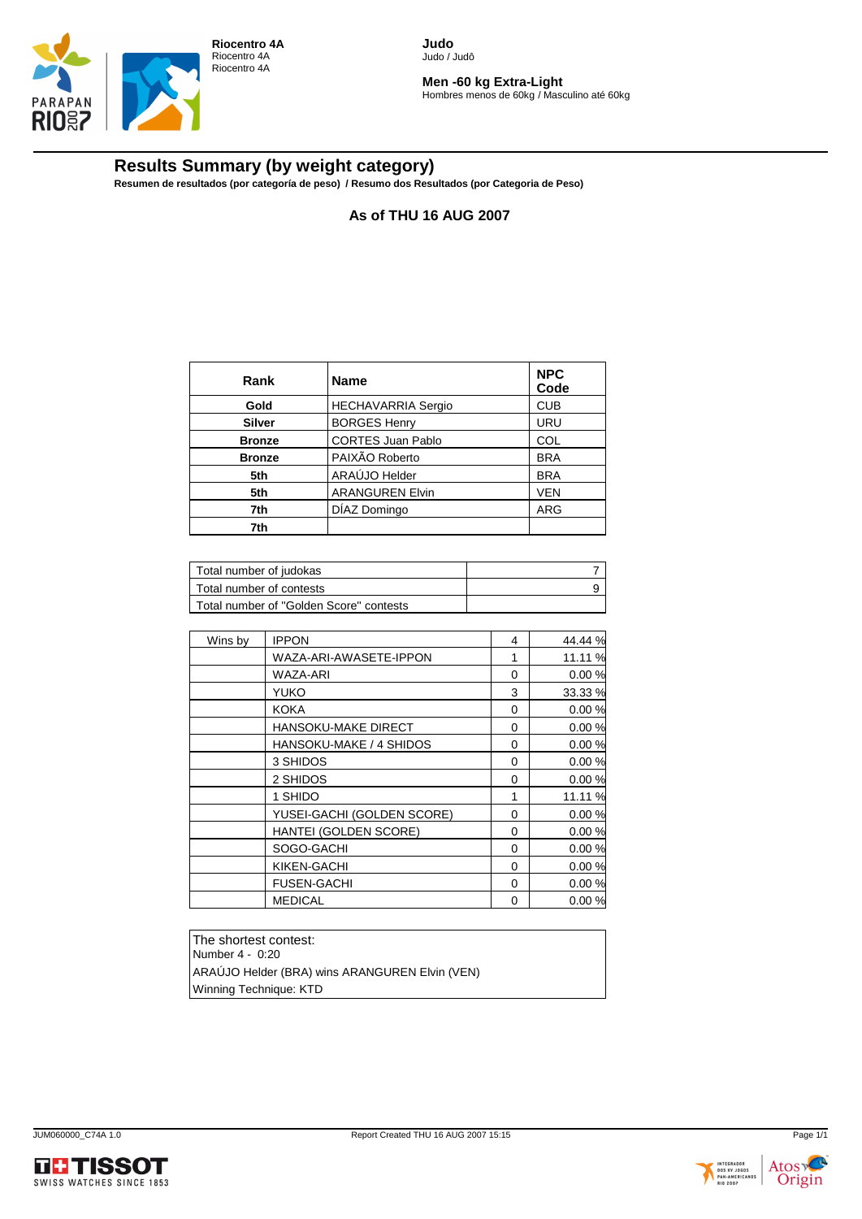**Riocentro 4A**
Riocentro 4A
Riocentro 4A

**Judo**
Judo / Judô

**Men -60 kg Extra-Light**
Hombres menos de 60kg / Masculino até 60kg

## Results Summary (by weight category)

**Resumen de resultados (por categoría de peso) / Resumo dos Resultados (por Categoria de Peso)**

**As of THU 16 AUG 2007**

| Rank | Name | NPC Code |
|---|---|---|
| **Gold** | HECHAVARRIA Sergio | CUB |
| **Silver** | BORGES Henry | URU |
| **Bronze** | CORTES Juan Pablo | COL |
| **Bronze** | PAIXÃO Roberto | BRA |
| **5th** | ARAÚJO Helder | BRA |
| **5th** | ARANGUREN Elvin | VEN |
| **7th** | DÍAZ Domingo | ARG |
| **7th** | | |

| | |
|---|---|
| Total number of judokas | 7 |
| Total number of contests | 9 |
| Total number of "Golden Score" contests | |

| | | | |
|---|---|---|---|
| Wins by | IPPON | 4 | 44.44 % |
| | WAZA-ARI-AWASETE-IPPON | 1 | 11.11 % |
| | WAZA-ARI | 0 | 0.00 % |
| | YUKO | 3 | 33.33 % |
| | KOKA | 0 | 0.00 % |
| | HANSOKU-MAKE DIRECT | 0 | 0.00 % |
| | HANSOKU-MAKE / 4 SHIDOS | 0 | 0.00 % |
| | 3 SHIDOS | 0 | 0.00 % |
| | 2 SHIDOS | 0 | 0.00 % |
| | 1 SHIDO | 1 | 11.11 % |
| | YUSEI-GACHI (GOLDEN SCORE) | 0 | 0.00 % |
| | HANTEI (GOLDEN SCORE) | 0 | 0.00 % |
| | SOGO-GACHI | 0 | 0.00 % |
| | KIKEN-GACHI | 0 | 0.00 % |
| | FUSEN-GACHI | 0 | 0.00 % |
| | MEDICAL | 0 | 0.00 % |

The shortest contest:
Number 4 - 0:20
ARAÚJO Helder (BRA) wins ARANGUREN Elvin (VEN)
Winning Technique: KTD

JUM060000_C74A 1.0 — Report Created THU 16 AUG 2007 15:15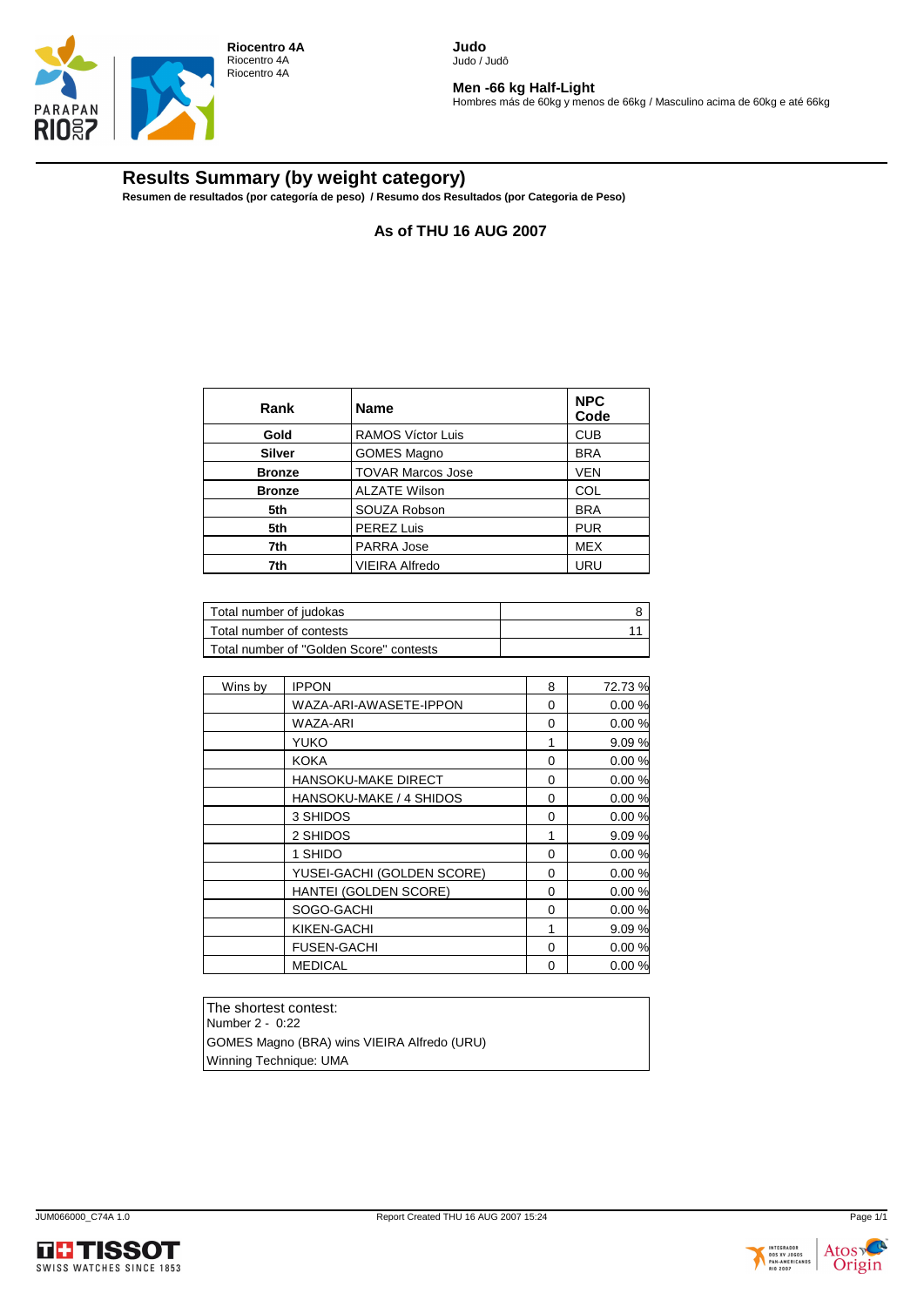**Riocentro 4A**
Riocentro 4A
Riocentro 4A

**Judo**
Judo / Judô

**Men -66 kg Half-Light**
Hombres más de 60kg y menos de 66kg / Masculino acima de 60kg e até 66kg

# Results Summary (by weight category)

**Resumen de resultados (por categoría de peso) / Resumo dos Resultados (por Categoria de Peso)**

**As of THU 16 AUG 2007**

| Rank | Name | NPC Code |
|---|---|---|
| **Gold** | RAMOS Víctor Luis | CUB |
| **Silver** | GOMES Magno | BRA |
| **Bronze** | TOVAR Marcos Jose | VEN |
| **Bronze** | ALZATE Wilson | COL |
| **5th** | SOUZA Robson | BRA |
| **5th** | PEREZ Luis | PUR |
| **7th** | PARRA Jose | MEX |
| **7th** | VIEIRA Alfredo | URU |

| | |
|---|---|
| Total number of judokas | 8 |
| Total number of contests | 11 |
| Total number of "Golden Score" contests | |

| | | | |
|---|---|---|---|
| Wins by | IPPON | 8 | 72.73 % |
| | WAZA-ARI-AWASETE-IPPON | 0 | 0.00 % |
| | WAZA-ARI | 0 | 0.00 % |
| | YUKO | 1 | 9.09 % |
| | KOKA | 0 | 0.00 % |
| | HANSOKU-MAKE DIRECT | 0 | 0.00 % |
| | HANSOKU-MAKE / 4 SHIDOS | 0 | 0.00 % |
| | 3 SHIDOS | 0 | 0.00 % |
| | 2 SHIDOS | 1 | 9.09 % |
| | 1 SHIDO | 0 | 0.00 % |
| | YUSEI-GACHI (GOLDEN SCORE) | 0 | 0.00 % |
| | HANTEI (GOLDEN SCORE) | 0 | 0.00 % |
| | SOGO-GACHI | 0 | 0.00 % |
| | KIKEN-GACHI | 1 | 9.09 % |
| | FUSEN-GACHI | 0 | 0.00 % |
| | MEDICAL | 0 | 0.00 % |

The shortest contest:
Number 2 - 0:22
GOMES Magno (BRA) wins VIEIRA Alfredo (URU)
Winning Technique: UMA

JUM066000_C74A 1.0 Report Created THU 16 AUG 2007 15:24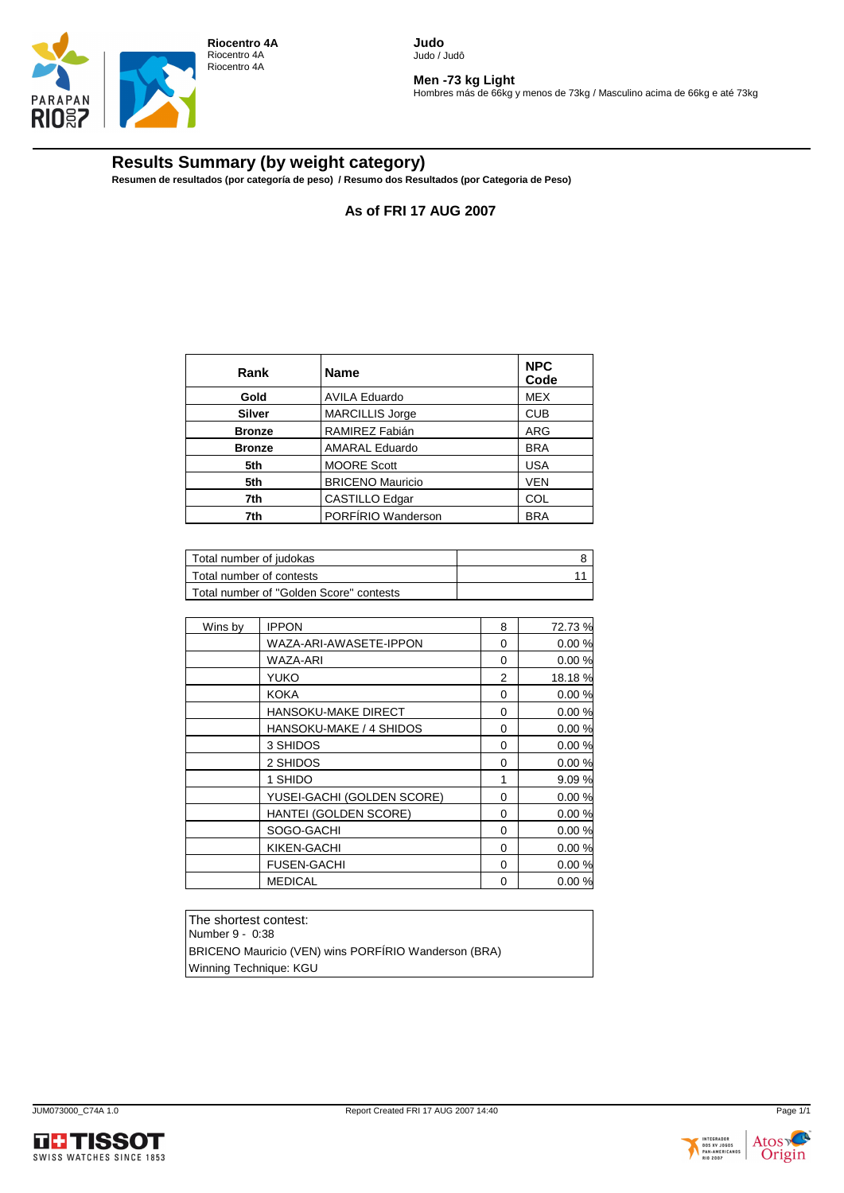**Riocentro 4A**
Riocentro 4A
Riocentro 4A

**Judo**
Judo / Judô

**Men -73 kg Light**
Hombres más de 66kg y menos de 73kg / Masculino acima de 66kg e até 73kg

## Results Summary (by weight category)

**Resumen de resultados (por categoría de peso) / Resumo dos Resultados (por Categoria de Peso)**

### As of FRI 17 AUG 2007

| Rank | Name | NPC Code |
|---|---|---|
| **Gold** | AVILA Eduardo | MEX |
| **Silver** | MARCILLIS Jorge | CUB |
| **Bronze** | RAMIREZ Fabián | ARG |
| **Bronze** | AMARAL Eduardo | BRA |
| **5th** | MOORE Scott | USA |
| **5th** | BRICENO Mauricio | VEN |
| **7th** | CASTILLO Edgar | COL |
| **7th** | PORFÍRIO Wanderson | BRA |

| | |
|---|---|
| Total number of judokas | 8 |
| Total number of contests | 11 |
| Total number of "Golden Score" contests | |

| | | | |
|---|---|---|---|
| Wins by | IPPON | 8 | 72.73 % |
| | WAZA-ARI-AWASETE-IPPON | 0 | 0.00 % |
| | WAZA-ARI | 0 | 0.00 % |
| | YUKO | 2 | 18.18 % |
| | KOKA | 0 | 0.00 % |
| | HANSOKU-MAKE DIRECT | 0 | 0.00 % |
| | HANSOKU-MAKE / 4 SHIDOS | 0 | 0.00 % |
| | 3 SHIDOS | 0 | 0.00 % |
| | 2 SHIDOS | 0 | 0.00 % |
| | 1 SHIDO | 1 | 9.09 % |
| | YUSEI-GACHI (GOLDEN SCORE) | 0 | 0.00 % |
| | HANTEI (GOLDEN SCORE) | 0 | 0.00 % |
| | SOGO-GACHI | 0 | 0.00 % |
| | KIKEN-GACHI | 0 | 0.00 % |
| | FUSEN-GACHI | 0 | 0.00 % |
| | MEDICAL | 0 | 0.00 % |

The shortest contest:
Number 9 - 0:38
BRICENO Mauricio (VEN) wins PORFÍRIO Wanderson (BRA)
Winning Technique: KGU

JUM073000_C74A 1.0 Report Created FRI 17 AUG 2007 14:40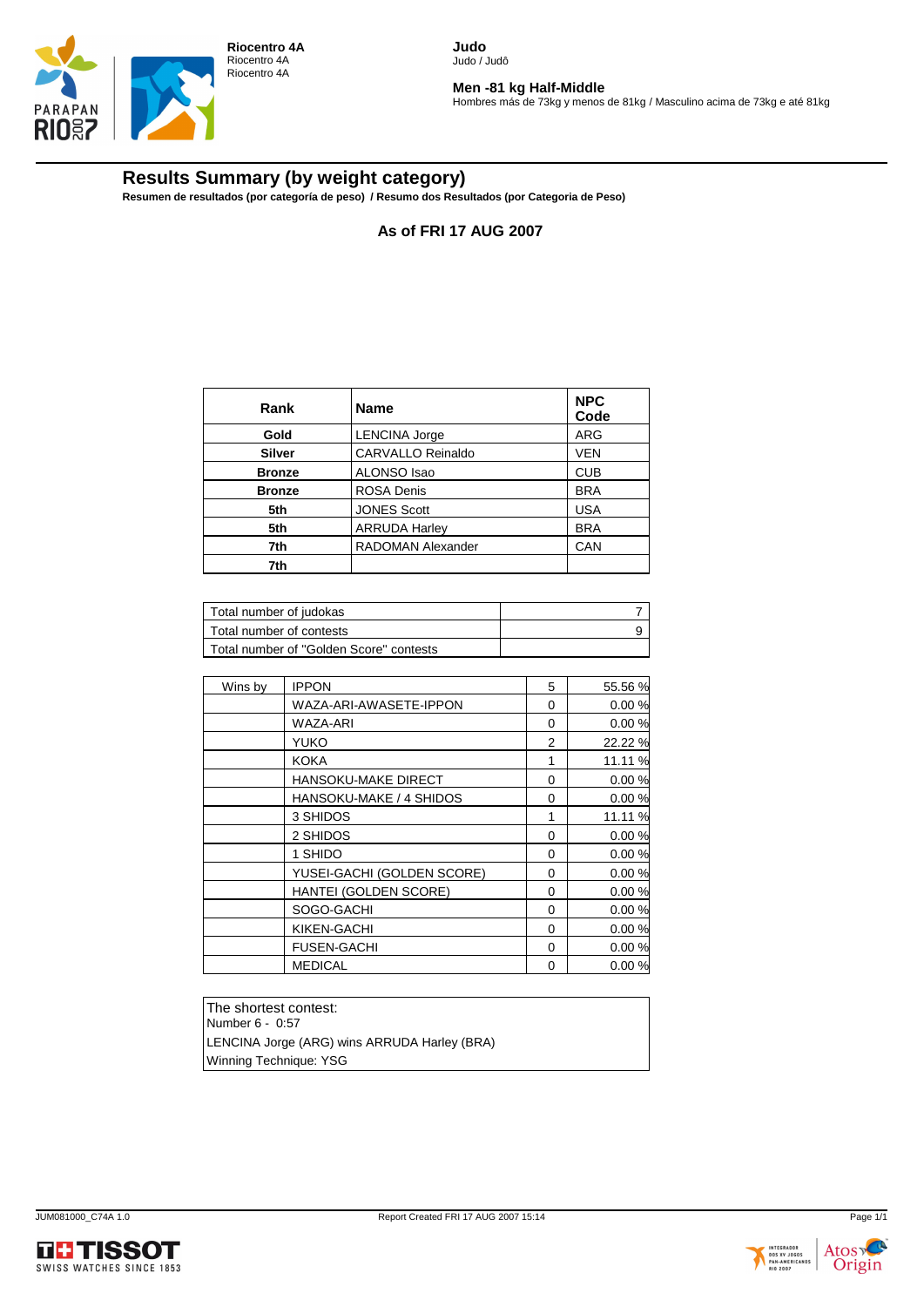**Riocentro 4A**
Riocentro 4A
Riocentro 4A

**Judo**
Judo / Judô

**Men -81 kg Half-Middle**
Hombres más de 73kg y menos de 81kg / Masculino acima de 73kg e até 81kg

## Results Summary (by weight category)

**Resumen de resultados (por categoría de peso) / Resumo dos Resultados (por Categoria de Peso)**

**As of FRI 17 AUG 2007**

| Rank | Name | NPC Code |
|---|---|---|
| **Gold** | LENCINA Jorge | ARG |
| **Silver** | CARVALLO Reinaldo | VEN |
| **Bronze** | ALONSO Isao | CUB |
| **Bronze** | ROSA Denis | BRA |
| **5th** | JONES Scott | USA |
| **5th** | ARRUDA Harley | BRA |
| **7th** | RADOMAN Alexander | CAN |
| **7th** | | |

| | |
|---|---|
| Total number of judokas | 7 |
| Total number of contests | 9 |
| Total number of "Golden Score" contests | |

| | | | |
|---|---|---|---|
| Wins by | IPPON | 5 | 55.56 % |
| | WAZA-ARI-AWASETE-IPPON | 0 | 0.00 % |
| | WAZA-ARI | 0 | 0.00 % |
| | YUKO | 2 | 22.22 % |
| | KOKA | 1 | 11.11 % |
| | HANSOKU-MAKE DIRECT | 0 | 0.00 % |
| | HANSOKU-MAKE / 4 SHIDOS | 0 | 0.00 % |
| | 3 SHIDOS | 1 | 11.11 % |
| | 2 SHIDOS | 0 | 0.00 % |
| | 1 SHIDO | 0 | 0.00 % |
| | YUSEI-GACHI (GOLDEN SCORE) | 0 | 0.00 % |
| | HANTEI (GOLDEN SCORE) | 0 | 0.00 % |
| | SOGO-GACHI | 0 | 0.00 % |
| | KIKEN-GACHI | 0 | 0.00 % |
| | FUSEN-GACHI | 0 | 0.00 % |
| | MEDICAL | 0 | 0.00 % |

The shortest contest:
Number 6 - 0:57
LENCINA Jorge (ARG) wins ARRUDA Harley (BRA)
Winning Technique: YSG

JUM081000_C74A 1.0 Report Created FRI 17 AUG 2007 15:14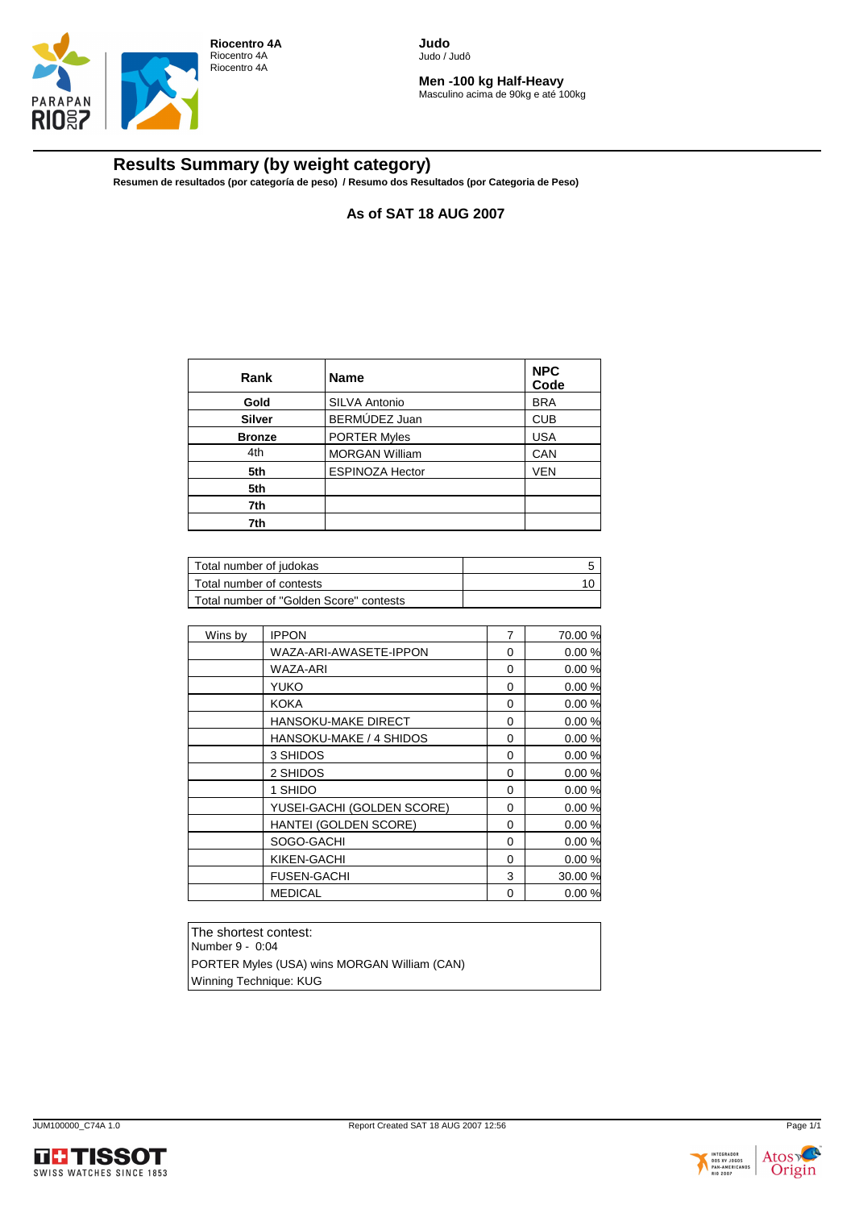Riocentro 4A
Riocentro 4A
Riocentro 4A

**Judo**
Judo / Judô

**Men -100 kg Half-Heavy**
Masculino acima de 90kg e até 100kg

## Results Summary (by weight category)

**Resumen de resultados (por categoría de peso) / Resumo dos Resultados (por Categoria de Peso)**

**As of SAT 18 AUG 2007**

| Rank | Name | NPC Code |
|---|---|---|
| **Gold** | SILVA Antonio | BRA |
| **Silver** | BERMÚDEZ Juan | CUB |
| **Bronze** | PORTER Myles | USA |
| 4th | MORGAN William | CAN |
| **5th** | ESPINOZA Hector | VEN |
| **5th** | | |
| **7th** | | |
| **7th** | | |

| | |
|---|---|
| Total number of judokas | 5 |
| Total number of contests | 10 |
| Total number of "Golden Score" contests | |

| Wins by | | | |
|---|---|---|---|
| Wins by | IPPON | 7 | 70.00 % |
| | WAZA-ARI-AWASETE-IPPON | 0 | 0.00 % |
| | WAZA-ARI | 0 | 0.00 % |
| | YUKO | 0 | 0.00 % |
| | KOKA | 0 | 0.00 % |
| | HANSOKU-MAKE DIRECT | 0 | 0.00 % |
| | HANSOKU-MAKE / 4 SHIDOS | 0 | 0.00 % |
| | 3 SHIDOS | 0 | 0.00 % |
| | 2 SHIDOS | 0 | 0.00 % |
| | 1 SHIDO | 0 | 0.00 % |
| | YUSEI-GACHI (GOLDEN SCORE) | 0 | 0.00 % |
| | HANTEI (GOLDEN SCORE) | 0 | 0.00 % |
| | SOGO-GACHI | 0 | 0.00 % |
| | KIKEN-GACHI | 0 | 0.00 % |
| | FUSEN-GACHI | 3 | 30.00 % |
| | MEDICAL | 0 | 0.00 % |

The shortest contest:
Number 9 - 0:04
PORTER Myles (USA) wins MORGAN William (CAN)
Winning Technique: KUG

JUM100000_C74A 1.0 Report Created SAT 18 AUG 2007 12:56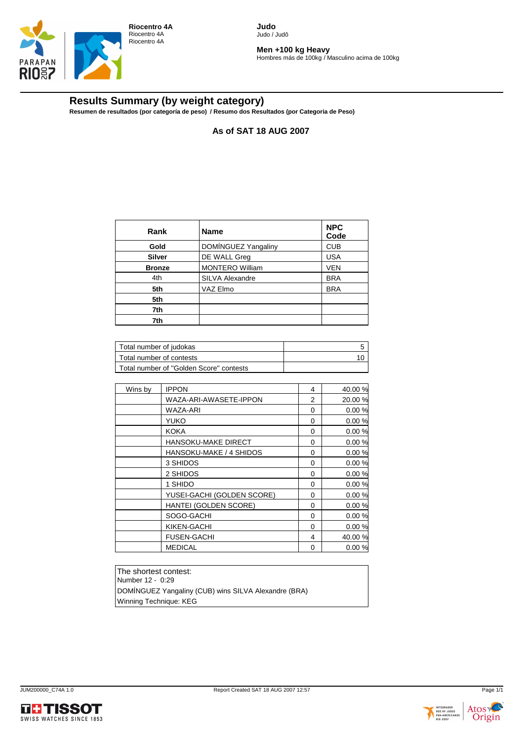**Riocentro 4A**
Riocentro 4A
Riocentro 4A

**Judo**
Judo / Judô

**Men +100 kg Heavy**
Hombres más de 100kg / Masculino acima de 100kg

## Results Summary (by weight category)

**Resumen de resultados (por categoría de peso) / Resumo dos Resultados (por Categoria de Peso)**

**As of SAT 18 AUG 2007**

| Rank | Name | NPC Code |
|---|---|---|
| **Gold** | DOMÍNGUEZ Yangaliny | CUB |
| **Silver** | DE WALL Greg | USA |
| **Bronze** | MONTERO William | VEN |
| 4th | SILVA Alexandre | BRA |
| **5th** | VAZ Elmo | BRA |
| **5th** | | |
| **7th** | | |
| **7th** | | |

| | |
|---|---|
| Total number of judokas | 5 |
| Total number of contests | 10 |
| Total number of "Golden Score" contests | |

| | | | |
|---|---|---|---|
| Wins by | IPPON | 4 | 40.00 % |
| | WAZA-ARI-AWASETE-IPPON | 2 | 20.00 % |
| | WAZA-ARI | 0 | 0.00 % |
| | YUKO | 0 | 0.00 % |
| | KOKA | 0 | 0.00 % |
| | HANSOKU-MAKE DIRECT | 0 | 0.00 % |
| | HANSOKU-MAKE / 4 SHIDOS | 0 | 0.00 % |
| | 3 SHIDOS | 0 | 0.00 % |
| | 2 SHIDOS | 0 | 0.00 % |
| | 1 SHIDO | 0 | 0.00 % |
| | YUSEI-GACHI (GOLDEN SCORE) | 0 | 0.00 % |
| | HANTEI (GOLDEN SCORE) | 0 | 0.00 % |
| | SOGO-GACHI | 0 | 0.00 % |
| | KIKEN-GACHI | 0 | 0.00 % |
| | FUSEN-GACHI | 4 | 40.00 % |
| | MEDICAL | 0 | 0.00 % |

The shortest contest:
Number 12 - 0:29
DOMÍNGUEZ Yangaliny (CUB) wins SILVA Alexandre (BRA)
Winning Technique: KEG

JUM200000_C74A 1.0 Report Created SAT 18 AUG 2007 12:57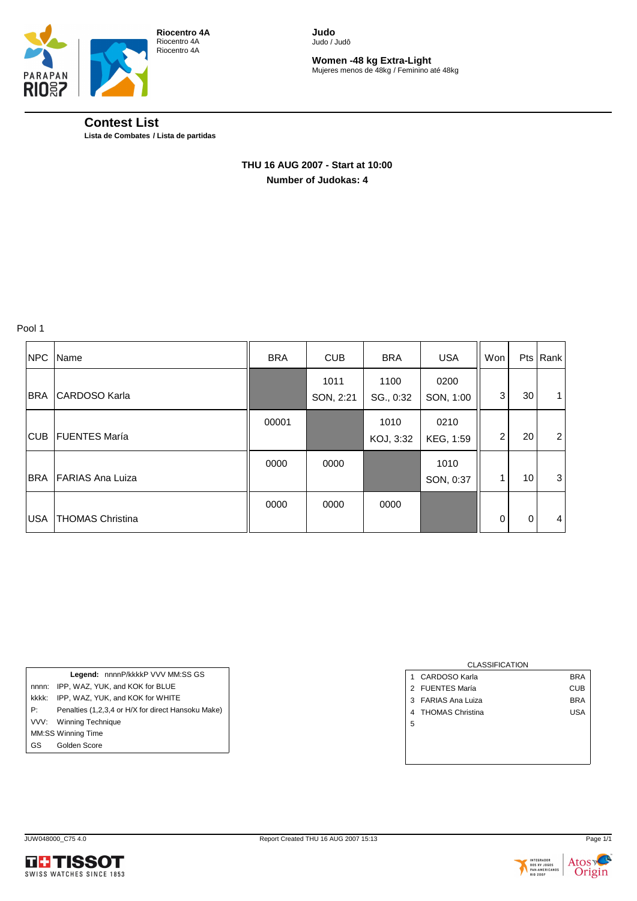**Riocentro 4A**
Riocentro 4A
Riocentro 4A

**Judo**
Judo / Judô

**Women -48 kg Extra-Light**
Mujeres menos de 48kg / Feminino até 48kg

## Contest List

**Lista de Combates / Lista de partidas**

**THU 16 AUG 2007 - Start at 10:00**

**Number of Judokas: 4**

Pool 1

| NPC | Name | BRA | CUB | BRA | USA | Won | Pts | Rank |
|---|---|---|---|---|---|---|---|---|
| BRA | CARDOSO Karla | | 1011 SON, 2:21 | 1100 SG., 0:32 | 0200 SON, 1:00 | 3 | 30 | 1 |
| CUB | FUENTES María | 00001 | | 1010 KOJ, 3:32 | 0210 KEG, 1:59 | 2 | 20 | 2 |
| BRA | FARIAS Ana Luiza | 0000 | 0000 | | 1010 SON, 0:37 | 1 | 10 | 3 |
| USA | THOMAS Christina | 0000 | 0000 | 0000 | | 0 | 0 | 4 |

**Legend:** nnnnP/kkkkP VVV MM:SS GS

| | |
|---|---|
| nnnn: | IPP, WAZ, YUK, and KOK for BLUE |
| kkkk: | IPP, WAZ, YUK, and KOK for WHITE |
| P: | Penalties (1,2,3,4 or H/X for direct Hansoku Make) |
| VVV: | Winning Technique |
| MM:SS | Winning Time |
| GS | Golden Score |

CLASSIFICATION

| | | |
|---|---|---|
| 1 | CARDOSO Karla | BRA |
| 2 | FUENTES María | CUB |
| 3 | FARIAS Ana Luiza | BRA |
| 4 | THOMAS Christina | USA |
| 5 | | |

JUW048000_C75 4.0 Report Created THU 16 AUG 2007 15:13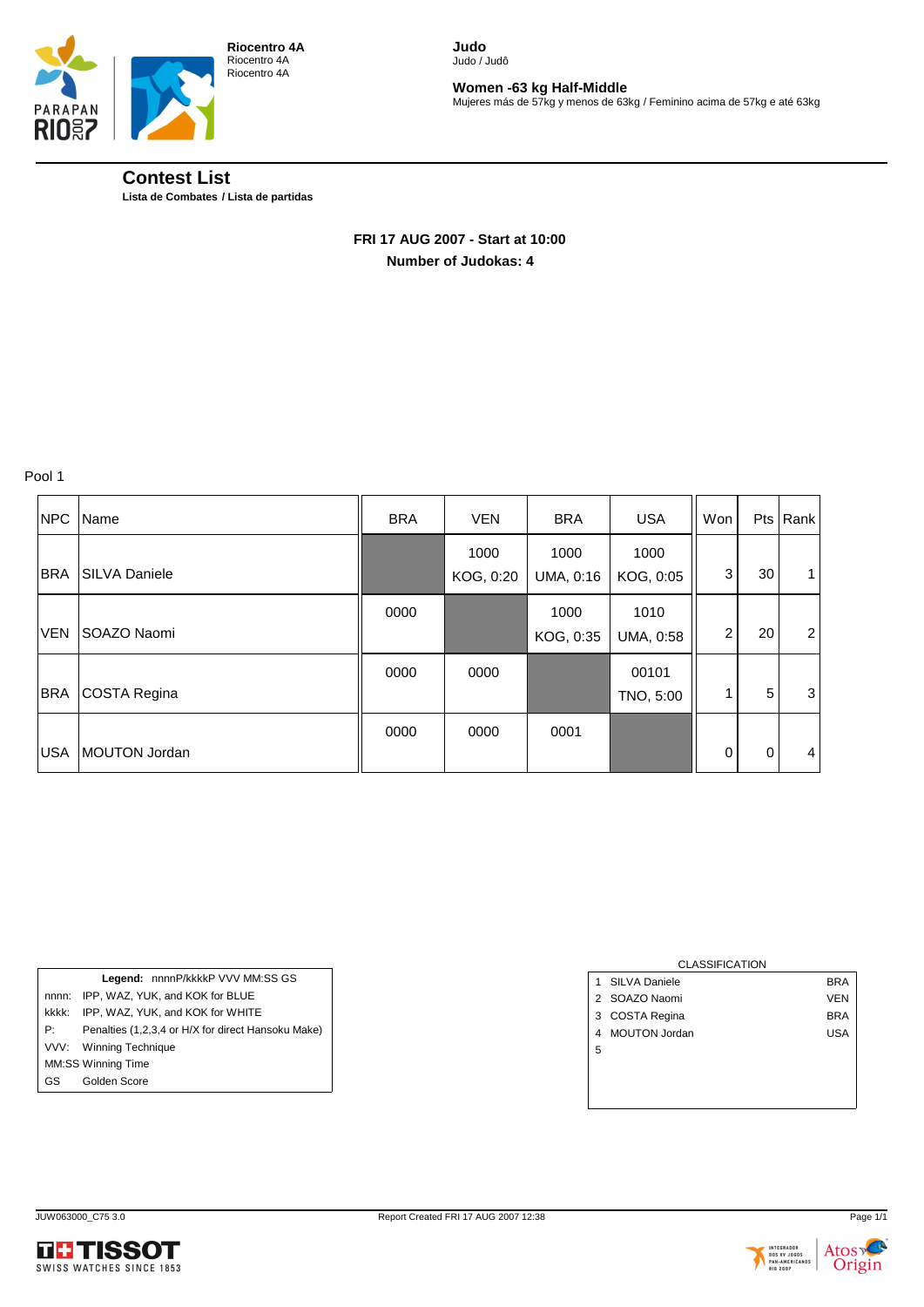**Riocentro 4A**
Riocentro 4A
Riocentro 4A

**Judo**
Judo / Judô

**Women -63 kg Half-Middle**
Mujeres más de 57kg y menos de 63kg / Feminino acima de 57kg e até 63kg

## Contest List

**Lista de Combates / Lista de partidas**

**FRI 17 AUG 2007 - Start at 10:00**
**Number of Judokas: 4**

Pool 1

| NPC | Name | BRA | VEN | BRA | USA | Won | Pts | Rank |
|---|---|---|---|---|---|---|---|---|
| BRA | SILVA Daniele | | 1000 KOG, 0:20 | 1000 UMA, 0:16 | 1000 KOG, 0:05 | 3 | 30 | 1 |
| VEN | SOAZO Naomi | 0000 | | 1000 KOG, 0:35 | 1010 UMA, 0:58 | 2 | 20 | 2 |
| BRA | COSTA Regina | 0000 | 0000 | | 00101 TNO, 5:00 | 1 | 5 | 3 |
| USA | MOUTON Jordan | 0000 | 0000 | 0001 | | 0 | 0 | 4 |

| **Legend:** nnnnP/kkkkP VVV MM:SS GS | |
|---|---|
| nnnn: | IPP, WAZ, YUK, and KOK for BLUE |
| kkkk: | IPP, WAZ, YUK, and KOK for WHITE |
| P: | Penalties (1,2,3,4 or H/X for direct Hansoku Make) |
| VVV: | Winning Technique |
| MM:SS | Winning Time |
| GS | Golden Score |

CLASSIFICATION

| | | |
|---|---|---|
| 1 | SILVA Daniele | BRA |
| 2 | SOAZO Naomi | VEN |
| 3 | COSTA Regina | BRA |
| 4 | MOUTON Jordan | USA |
| 5 | | |

JUW063000_C75 3.0 Report Created FRI 17 AUG 2007 12:38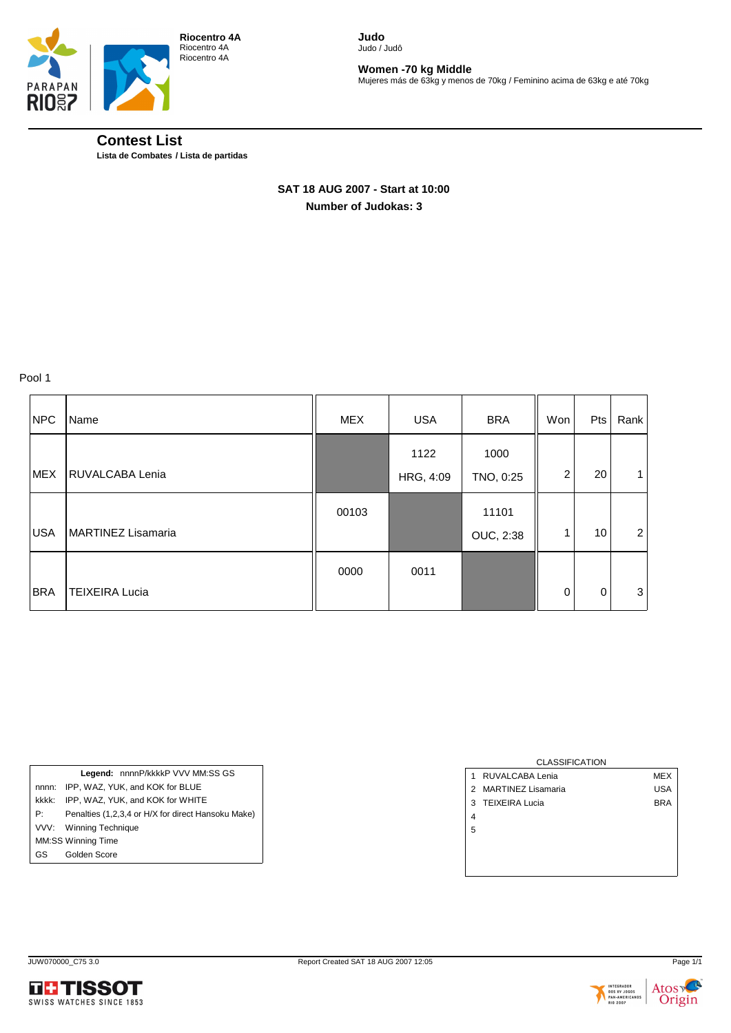**Riocentro 4A**
Riocentro 4A
Riocentro 4A

**Judo**
Judo / Judô

**Women -70 kg Middle**
Mujeres más de 63kg y menos de 70kg / Feminino acima de 63kg e até 70kg

## Contest List

**Lista de Combates / Lista de partidas**

**SAT 18 AUG 2007 - Start at 10:00**
**Number of Judokas: 3**

Pool 1

| NPC | Name | MEX | USA | BRA | Won | Pts | Rank |
|---|---|---|---|---|---|---|---|
| MEX | RUVALCABA Lenia | | 1122 HRG, 4:09 | 1000 TNO, 0:25 | 2 | 20 | 1 |
| USA | MARTINEZ Lisamaria | 00103 | | 11101 OUC, 2:38 | 1 | 10 | 2 |
| BRA | TEIXEIRA Lucia | 0000 | 0011 | | 0 | 0 | 3 |

**Legend:** nnnnP/kkkkP VVV MM:SS GS

| | |
|---|---|
| nnnn: | IPP, WAZ, YUK, and KOK for BLUE |
| kkkk: | IPP, WAZ, YUK, and KOK for WHITE |
| P: | Penalties (1,2,3,4 or H/X for direct Hansoku Make) |
| VVV: | Winning Technique |
| MM:SS | Winning Time |
| GS | Golden Score |

CLASSIFICATION

| | | |
|---|---|---|
| 1 | RUVALCABA Lenia | MEX |
| 2 | MARTINEZ Lisamaria | USA |
| 3 | TEIXEIRA Lucia | BRA |
| 4 | | |
| 5 | | |

JUW070000_C75 3.0 Report Created SAT 18 AUG 2007 12:05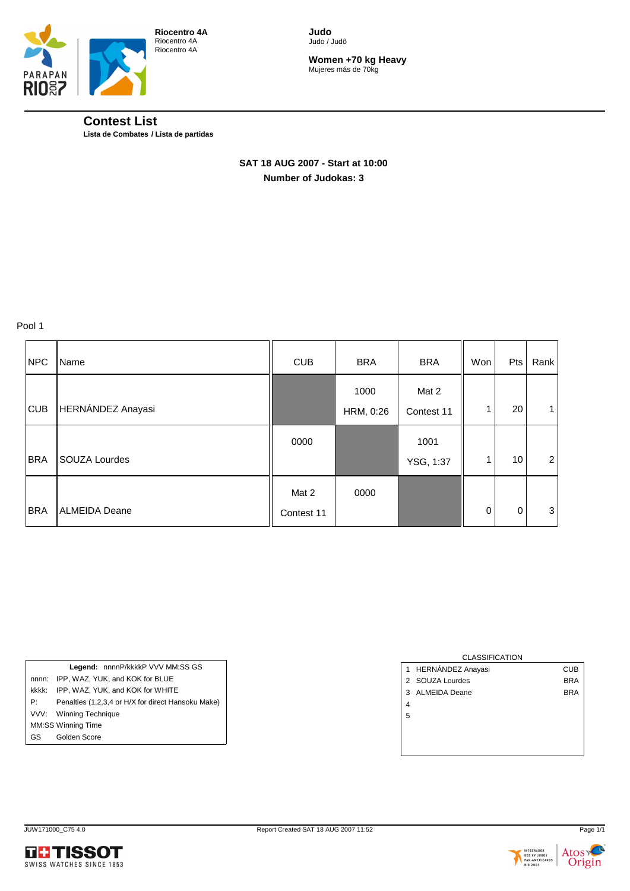**Riocentro 4A**
Riocentro 4A
Riocentro 4A

**Judo**
Judo / Judô

**Women +70 kg Heavy**
Mujeres más de 70kg

## Contest List

**Lista de Combates / Lista de partidas**

**SAT 18 AUG 2007 - Start at 10:00**
**Number of Judokas: 3**

Pool 1

| NPC | Name | CUB | BRA | BRA | Won | Pts | Rank |
|---|---|---|---|---|---|---|---|
| CUB | HERNÁNDEZ Anayasi | | 1000 HRM, 0:26 | Mat 2 Contest 11 | 1 | 20 | 1 |
| BRA | SOUZA Lourdes | 0000 | | 1001 YSG, 1:37 | 1 | 10 | 2 |
| BRA | ALMEIDA Deane | Mat 2 Contest 11 | 0000 | | 0 | 0 | 3 |

**Legend:** nnnnP/kkkkP VVV MM:SS GS

| | |
|---|---|
| nnnn: | IPP, WAZ, YUK, and KOK for BLUE |
| kkkk: | IPP, WAZ, YUK, and KOK for WHITE |
| P: | Penalties (1,2,3,4 or H/X for direct Hansoku Make) |
| VVV: | Winning Technique |
| MM:SS | Winning Time |
| GS | Golden Score |

CLASSIFICATION

| | | |
|---|---|---|
| 1 | HERNÁNDEZ Anayasi | CUB |
| 2 | SOUZA Lourdes | BRA |
| 3 | ALMEIDA Deane | BRA |
| 4 | | |
| 5 | | |

JUW171000_C75 4.0 Report Created SAT 18 AUG 2007 11:52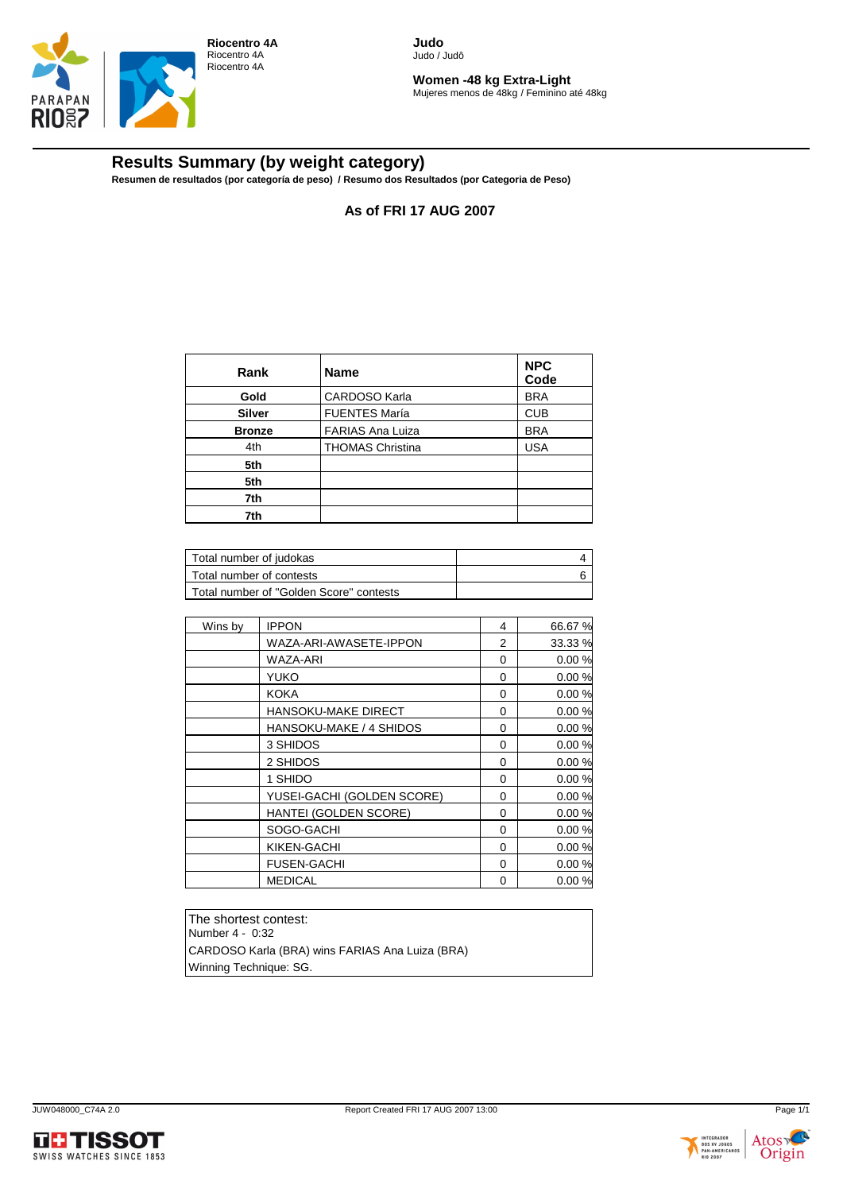Riocentro 4A
Riocentro 4A
Riocentro 4A

**Judo**
Judo / Judô

**Women -48 kg Extra-Light**
Mujeres menos de 48kg / Feminino até 48kg

## Results Summary (by weight category)

**Resumen de resultados (por categoría de peso) / Resumo dos Resultados (por Categoria de Peso)**

### As of FRI 17 AUG 2007

| Rank | Name | NPC Code |
|---|---|---|
| **Gold** | CARDOSO Karla | BRA |
| **Silver** | FUENTES María | CUB |
| **Bronze** | FARIAS Ana Luiza | BRA |
| 4th | THOMAS Christina | USA |
| **5th** | | |
| **5th** | | |
| **7th** | | |
| **7th** | | |

| | |
|---|---|
| Total number of judokas | 4 |
| Total number of contests | 6 |
| Total number of "Golden Score" contests | |

| | | | |
|---|---|---|---|
| Wins by | IPPON | 4 | 66.67 % |
| | WAZA-ARI-AWASETE-IPPON | 2 | 33.33 % |
| | WAZA-ARI | 0 | 0.00 % |
| | YUKO | 0 | 0.00 % |
| | KOKA | 0 | 0.00 % |
| | HANSOKU-MAKE DIRECT | 0 | 0.00 % |
| | HANSOKU-MAKE / 4 SHIDOS | 0 | 0.00 % |
| | 3 SHIDOS | 0 | 0.00 % |
| | 2 SHIDOS | 0 | 0.00 % |
| | 1 SHIDO | 0 | 0.00 % |
| | YUSEI-GACHI (GOLDEN SCORE) | 0 | 0.00 % |
| | HANTEI (GOLDEN SCORE) | 0 | 0.00 % |
| | SOGO-GACHI | 0 | 0.00 % |
| | KIKEN-GACHI | 0 | 0.00 % |
| | FUSEN-GACHI | 0 | 0.00 % |
| | MEDICAL | 0 | 0.00 % |

The shortest contest:
Number 4 - 0:32
CARDOSO Karla (BRA) wins FARIAS Ana Luiza (BRA)
Winning Technique: SG.

JUW048000_C74A 2.0 — Report Created FRI 17 AUG 2007 13:00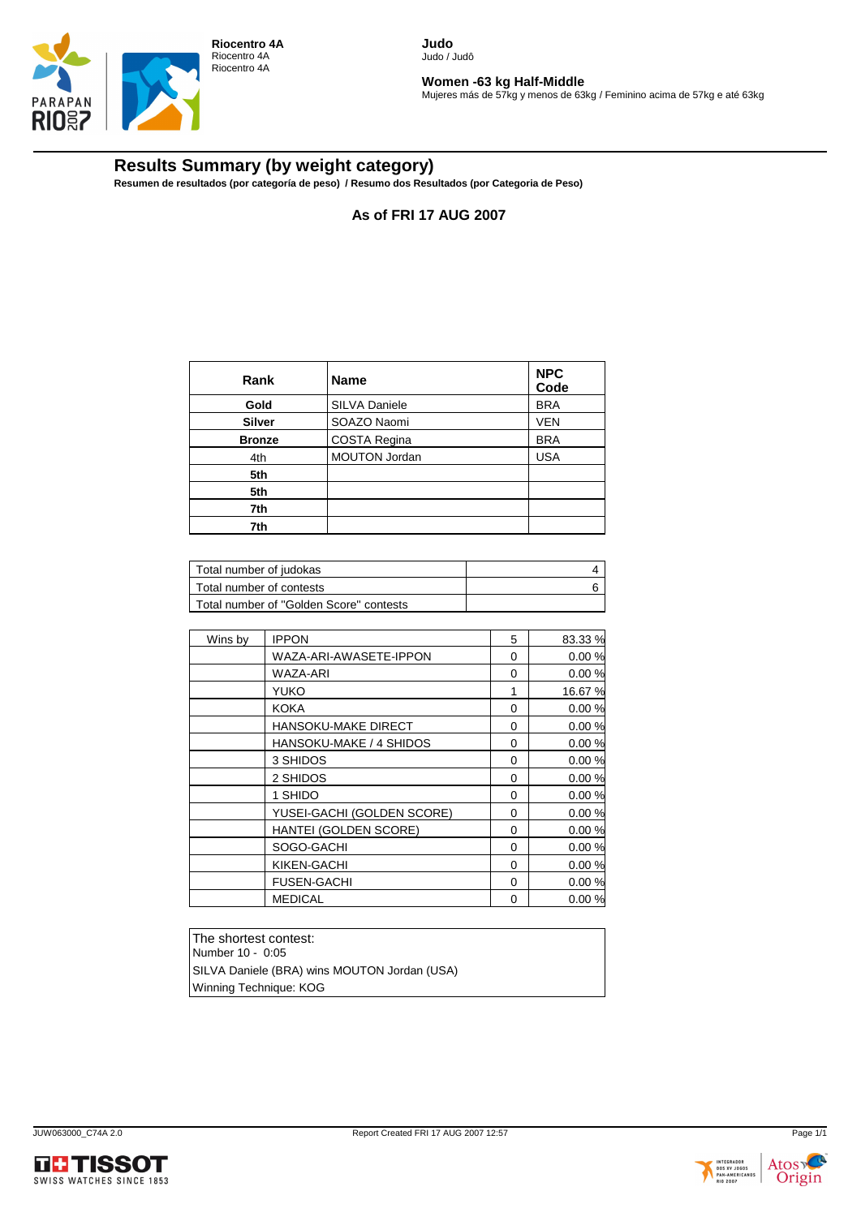Riocentro 4A
Riocentro 4A
Riocentro 4A

**Judo**
Judo / Judô

**Women -63 kg Half-Middle**
Mujeres más de 57kg y menos de 63kg / Feminino acima de 57kg e até 63kg

# Results Summary (by weight category)

**Resumen de resultados (por categoría de peso) / Resumo dos Resultados (por Categoria de Peso)**

### As of FRI 17 AUG 2007

| Rank | Name | NPC Code |
|---|---|---|
| **Gold** | SILVA Daniele | BRA |
| **Silver** | SOAZO Naomi | VEN |
| **Bronze** | COSTA Regina | BRA |
| 4th | MOUTON Jordan | USA |
| **5th** | | |
| **5th** | | |
| **7th** | | |
| **7th** | | |

| | |
|---|---|
| Total number of judokas | 4 |
| Total number of contests | 6 |
| Total number of "Golden Score" contests | |

| Wins by | | | |
|---|---|---|---|
| Wins by | IPPON | 5 | 83.33 % |
| | WAZA-ARI-AWASETE-IPPON | 0 | 0.00 % |
| | WAZA-ARI | 0 | 0.00 % |
| | YUKO | 1 | 16.67 % |
| | KOKA | 0 | 0.00 % |
| | HANSOKU-MAKE DIRECT | 0 | 0.00 % |
| | HANSOKU-MAKE / 4 SHIDOS | 0 | 0.00 % |
| | 3 SHIDOS | 0 | 0.00 % |
| | 2 SHIDOS | 0 | 0.00 % |
| | 1 SHIDO | 0 | 0.00 % |
| | YUSEI-GACHI (GOLDEN SCORE) | 0 | 0.00 % |
| | HANTEI (GOLDEN SCORE) | 0 | 0.00 % |
| | SOGO-GACHI | 0 | 0.00 % |
| | KIKEN-GACHI | 0 | 0.00 % |
| | FUSEN-GACHI | 0 | 0.00 % |
| | MEDICAL | 0 | 0.00 % |

The shortest contest:
Number 10 - 0:05
SILVA Daniele (BRA) wins MOUTON Jordan (USA)
Winning Technique: KOG

JUW063000_C74A 2.0 Report Created FRI 17 AUG 2007 12:57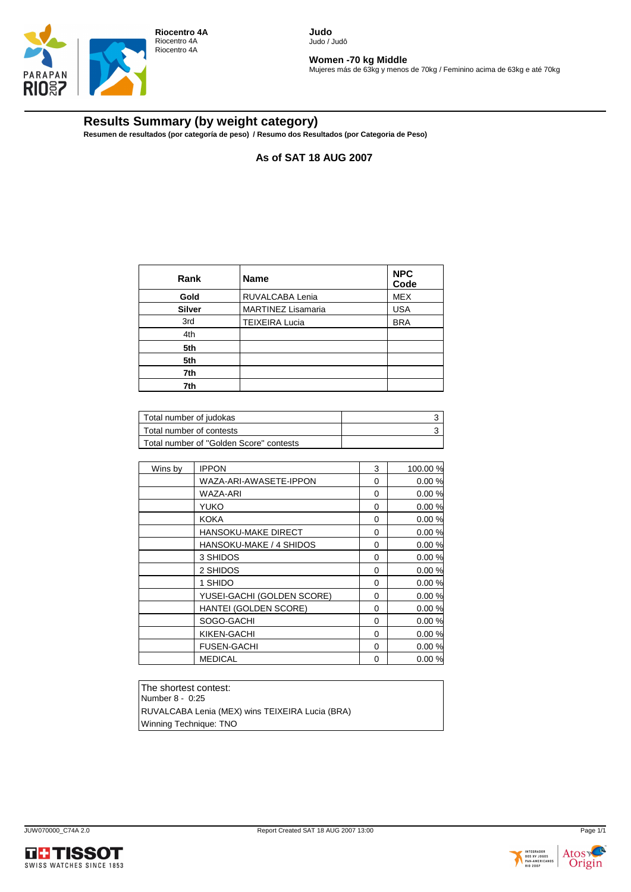**Riocentro 4A**
Riocentro 4A
Riocentro 4A

**Judo**
Judo / Judô

**Women -70 kg Middle**
Mujeres más de 63kg y menos de 70kg / Feminino acima de 63kg e até 70kg

## Results Summary (by weight category)

**Resumen de resultados (por categoría de peso) / Resumo dos Resultados (por Categoria de Peso)**

### As of SAT 18 AUG 2007

| Rank | Name | NPC Code |
|---|---|---|
| **Gold** | RUVALCABA Lenia | MEX |
| **Silver** | MARTINEZ Lisamaria | USA |
| 3rd | TEIXEIRA Lucia | BRA |
| 4th | | |
| **5th** | | |
| **5th** | | |
| **7th** | | |
| **7th** | | |

| | |
|---|---|
| Total number of judokas | 3 |
| Total number of contests | 3 |
| Total number of "Golden Score" contests | |

| | | | |
|---|---|---|---|
| Wins by | IPPON | 3 | 100.00 % |
| | WAZA-ARI-AWASETE-IPPON | 0 | 0.00 % |
| | WAZA-ARI | 0 | 0.00 % |
| | YUKO | 0 | 0.00 % |
| | KOKA | 0 | 0.00 % |
| | HANSOKU-MAKE DIRECT | 0 | 0.00 % |
| | HANSOKU-MAKE / 4 SHIDOS | 0 | 0.00 % |
| | 3 SHIDOS | 0 | 0.00 % |
| | 2 SHIDOS | 0 | 0.00 % |
| | 1 SHIDO | 0 | 0.00 % |
| | YUSEI-GACHI (GOLDEN SCORE) | 0 | 0.00 % |
| | HANTEI (GOLDEN SCORE) | 0 | 0.00 % |
| | SOGO-GACHI | 0 | 0.00 % |
| | KIKEN-GACHI | 0 | 0.00 % |
| | FUSEN-GACHI | 0 | 0.00 % |
| | MEDICAL | 0 | 0.00 % |

The shortest contest:
Number 8 - 0:25
RUVALCABA Lenia (MEX) wins TEIXEIRA Lucia (BRA)
Winning Technique: TNO

JUW070000_C74A 2.0 Report Created SAT 18 AUG 2007 13:00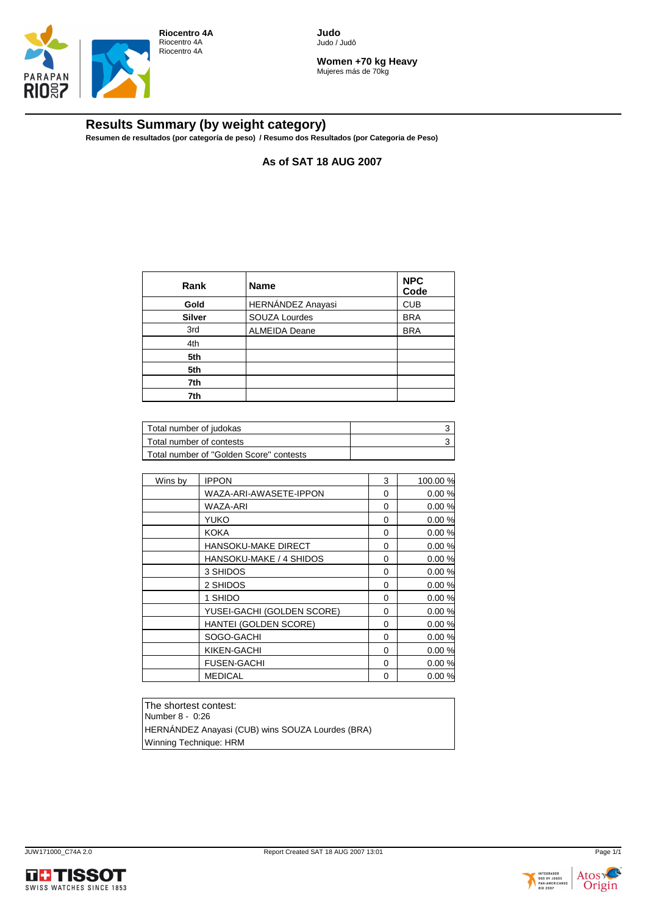**Riocentro 4A**
Riocentro 4A
Riocentro 4A

**Judo**
Judo / Judô

**Women +70 kg Heavy**
Mujeres más de 70kg

## Results Summary (by weight category)

**Resumen de resultados (por categoría de peso) / Resumo dos Resultados (por Categoria de Peso)**

**As of SAT 18 AUG 2007**

| Rank | Name | NPC Code |
|---|---|---|
| **Gold** | HERNÁNDEZ Anayasi | CUB |
| **Silver** | SOUZA Lourdes | BRA |
| 3rd | ALMEIDA Deane | BRA |
| 4th | | |
| **5th** | | |
| **5th** | | |
| **7th** | | |
| **7th** | | |

| | |
|---|---|
| Total number of judokas | 3 |
| Total number of contests | 3 |
| Total number of "Golden Score" contests | |

| | | | |
|---|---|---|---|
| Wins by | IPPON | 3 | 100.00 % |
| | WAZA-ARI-AWASETE-IPPON | 0 | 0.00 % |
| | WAZA-ARI | 0 | 0.00 % |
| | YUKO | 0 | 0.00 % |
| | KOKA | 0 | 0.00 % |
| | HANSOKU-MAKE DIRECT | 0 | 0.00 % |
| | HANSOKU-MAKE / 4 SHIDOS | 0 | 0.00 % |
| | 3 SHIDOS | 0 | 0.00 % |
| | 2 SHIDOS | 0 | 0.00 % |
| | 1 SHIDO | 0 | 0.00 % |
| | YUSEI-GACHI (GOLDEN SCORE) | 0 | 0.00 % |
| | HANTEI (GOLDEN SCORE) | 0 | 0.00 % |
| | SOGO-GACHI | 0 | 0.00 % |
| | KIKEN-GACHI | 0 | 0.00 % |
| | FUSEN-GACHI | 0 | 0.00 % |
| | MEDICAL | 0 | 0.00 % |

The shortest contest:
Number 8 - 0:26
HERNÁNDEZ Anayasi (CUB) wins SOUZA Lourdes (BRA)
Winning Technique: HRM

JUW171000_C74A 2.0 Report Created SAT 18 AUG 2007 13:01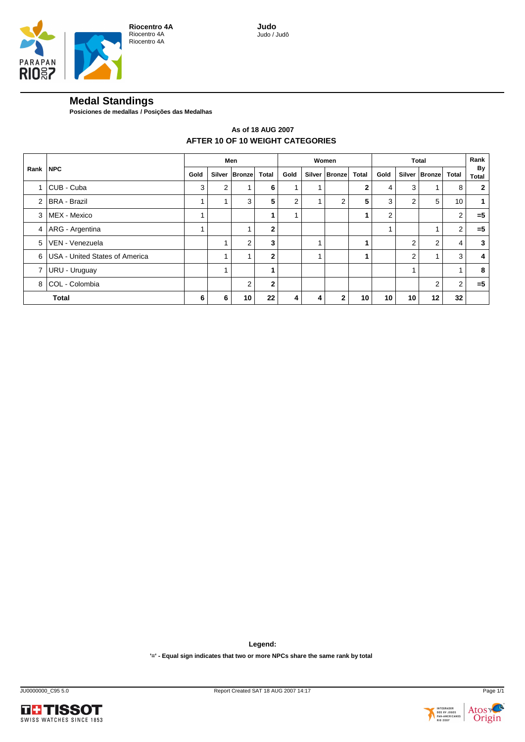**Riocentro 4A**
Riocentro 4A
Riocentro 4A

**Judo**
Judo / Judô

## Medal Standings

**Posiciones de medallas / Posições das Medalhas**

**As of 18 AUG 2007**

**AFTER 10 OF 10 WEIGHT CATEGORIES**

| Rank | NPC | Men | | | | Women | | | | Total | | | | Rank By Total |
|---|---|---|---|---|---|---|---|---|---|---|---|---|---|---|
| | | Gold | Silver | Bronze | Total | Gold | Silver | Bronze | Total | Gold | Silver | Bronze | Total | |
| 1 | CUB - Cuba | 3 | 2 | 1 | **6** | 1 | 1 | | **2** | 4 | 3 | 1 | 8 | **2** |
| 2 | BRA - Brazil | 1 | 1 | 3 | **5** | 2 | 1 | 2 | **5** | 3 | 2 | 5 | 10 | **1** |
| 3 | MEX - Mexico | 1 | | | **1** | 1 | | | **1** | 2 | | | 2 | **=5** |
| 4 | ARG - Argentina | 1 | | 1 | **2** | | | | | 1 | | 1 | 2 | **=5** |
| 5 | VEN - Venezuela | | 1 | 2 | **3** | | 1 | | **1** | | 2 | 2 | 4 | **3** |
| 6 | USA - United States of America | | 1 | 1 | **2** | | 1 | | **1** | | 2 | 1 | 3 | **4** |
| 7 | URU - Uruguay | | 1 | | **1** | | | | | | 1 | | 1 | **8** |
| 8 | COL - Colombia | | | 2 | **2** | | | | | | | 2 | 2 | **=5** |
| **Total** | | **6** | **6** | **10** | **22** | **4** | **4** | **2** | **10** | **10** | **10** | **12** | **32** | |

**Legend:**

**'=' - Equal sign indicates that two or more NPCs share the same rank by total**

JU0000000_C95 5.0 Report Created SAT 18 AUG 2007 14:17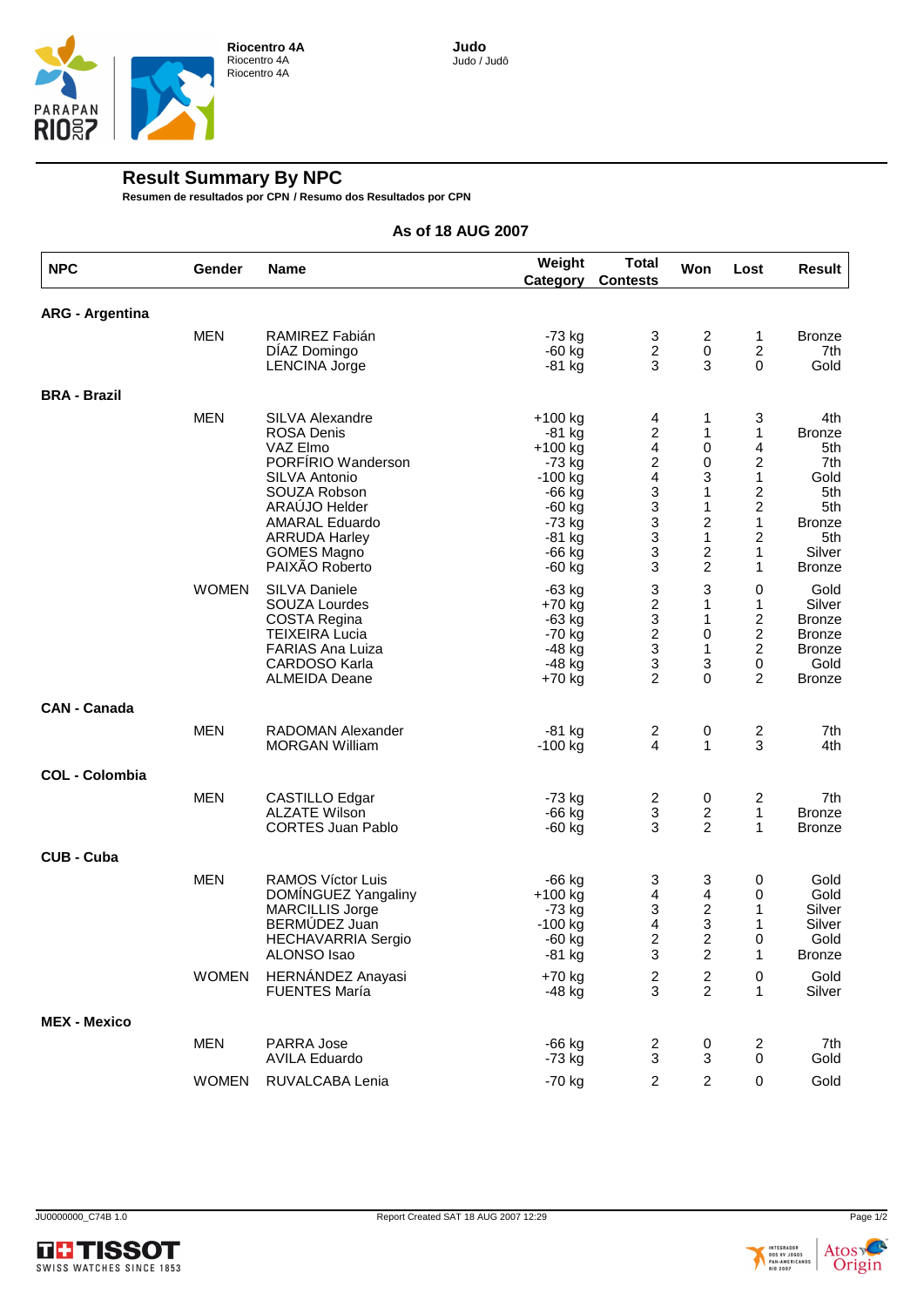**Riocentro 4A**
Riocentro 4A
Riocentro 4A

**Judo**
Judo / Judô

## Result Summary By NPC

**Resumen de resultados por CPN / Resumo dos Resultados por CPN**

**As of 18 AUG 2007**

| NPC | Gender | Name | Weight Category | Total Contests | Won | Lost | Result |
|---|---|---|---|---|---|---|---|
| **ARG - Argentina** | | | | | | | |
| | MEN | RAMIREZ Fabián | -73 kg | 3 | 2 | 1 | Bronze |
| | | DÍAZ Domingo | -60 kg | 2 | 0 | 2 | 7th |
| | | LENCINA Jorge | -81 kg | 3 | 3 | 0 | Gold |
| **BRA - Brazil** | | | | | | | |
| | MEN | SILVA Alexandre | +100 kg | 4 | 1 | 3 | 4th |
| | | ROSA Denis | -81 kg | 2 | 1 | 1 | Bronze |
| | | VAZ Elmo | +100 kg | 4 | 0 | 4 | 5th |
| | | PORFÍRIO Wanderson | -73 kg | 2 | 0 | 2 | 7th |
| | | SILVA Antonio | -100 kg | 4 | 3 | 1 | Gold |
| | | SOUZA Robson | -66 kg | 3 | 1 | 2 | 5th |
| | | ARAÚJO Helder | -60 kg | 3 | 1 | 2 | 5th |
| | | AMARAL Eduardo | -73 kg | 3 | 2 | 1 | Bronze |
| | | ARRUDA Harley | -81 kg | 3 | 1 | 2 | 5th |
| | | GOMES Magno | -66 kg | 3 | 2 | 1 | Silver |
| | | PAIXÃO Roberto | -60 kg | 3 | 2 | 1 | Bronze |
| | WOMEN | SILVA Daniele | -63 kg | 3 | 3 | 0 | Gold |
| | | SOUZA Lourdes | +70 kg | 2 | 1 | 1 | Silver |
| | | COSTA Regina | -63 kg | 3 | 1 | 2 | Bronze |
| | | TEIXEIRA Lucia | -70 kg | 2 | 0 | 2 | Bronze |
| | | FARIAS Ana Luiza | -48 kg | 3 | 1 | 2 | Bronze |
| | | CARDOSO Karla | -48 kg | 3 | 3 | 0 | Gold |
| | | ALMEIDA Deane | +70 kg | 2 | 0 | 2 | Bronze |
| **CAN - Canada** | | | | | | | |
| | MEN | RADOMAN Alexander | -81 kg | 2 | 0 | 2 | 7th |
| | | MORGAN William | -100 kg | 4 | 1 | 3 | 4th |
| **COL - Colombia** | | | | | | | |
| | MEN | CASTILLO Edgar | -73 kg | 2 | 0 | 2 | 7th |
| | | ALZATE Wilson | -66 kg | 3 | 2 | 1 | Bronze |
| | | CORTES Juan Pablo | -60 kg | 3 | 2 | 1 | Bronze |
| **CUB - Cuba** | | | | | | | |
| | MEN | RAMOS Víctor Luis | -66 kg | 3 | 3 | 0 | Gold |
| | | DOMÍNGUEZ Yangaliny | +100 kg | 4 | 4 | 0 | Gold |
| | | MARCILLIS Jorge | -73 kg | 3 | 2 | 1 | Silver |
| | | BERMÚDEZ Juan | -100 kg | 4 | 3 | 1 | Silver |
| | | HECHAVARRIA Sergio | -60 kg | 2 | 2 | 0 | Gold |
| | | ALONSO Isao | -81 kg | 3 | 2 | 1 | Bronze |
| | WOMEN | HERNÁNDEZ Anayasi | +70 kg | 2 | 2 | 0 | Gold |
| | | FUENTES María | -48 kg | 3 | 2 | 1 | Silver |
| **MEX - Mexico** | | | | | | | |
| | MEN | PARRA Jose | -66 kg | 2 | 0 | 2 | 7th |
| | | AVILA Eduardo | -73 kg | 3 | 3 | 0 | Gold |
| | WOMEN | RUVALCABA Lenia | -70 kg | 2 | 2 | 0 | Gold |

JU0000000_C74B 1.0 Report Created SAT 18 AUG 2007 12:29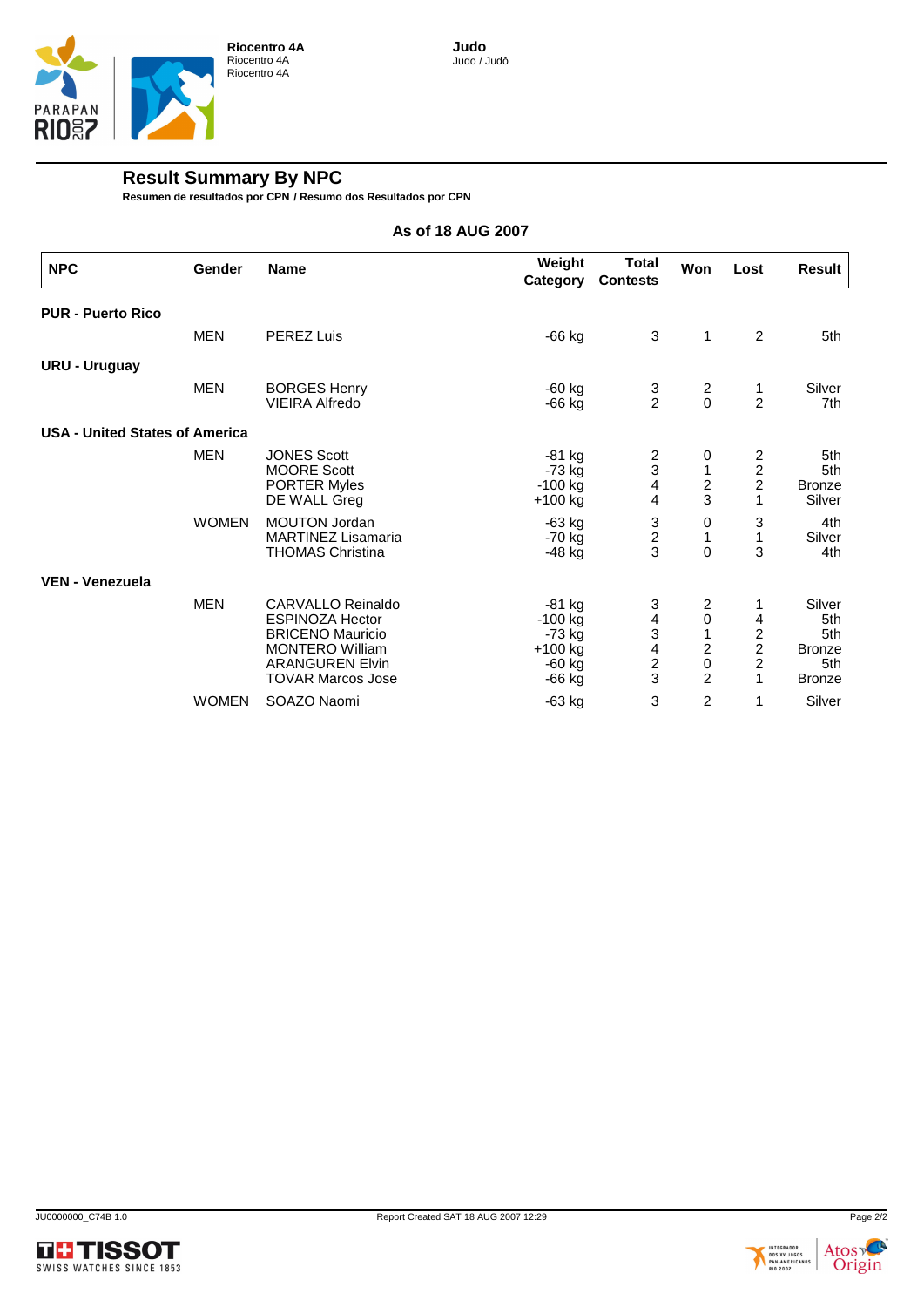Riocentro 4A
Riocentro 4A
Riocentro 4A

Judo
Judo / Judô

## Result Summary By NPC

**Resumen de resultados por CPN / Resumo dos Resultados por CPN**

**As of 18 AUG 2007**

| NPC | Gender | Name | Weight Category | Total Contests | Won | Lost | Result |
|---|---|---|---|---|---|---|---|
| **PUR - Puerto Rico** | | | | | | | |
| | MEN | PEREZ Luis | -66 kg | 3 | 1 | 2 | 5th |
| **URU - Uruguay** | | | | | | | |
| | MEN | BORGES Henry | -60 kg | 3 | 2 | 1 | Silver |
| | | VIEIRA Alfredo | -66 kg | 2 | 0 | 2 | 7th |
| **USA - United States of America** | | | | | | | |
| | MEN | JONES Scott | -81 kg | 2 | 0 | 2 | 5th |
| | | MOORE Scott | -73 kg | 3 | 1 | 2 | 5th |
| | | PORTER Myles | -100 kg | 4 | 2 | 2 | Bronze |
| | | DE WALL Greg | +100 kg | 4 | 3 | 1 | Silver |
| | WOMEN | MOUTON Jordan | -63 kg | 3 | 0 | 3 | 4th |
| | | MARTINEZ Lisamaria | -70 kg | 2 | 1 | 1 | Silver |
| | | THOMAS Christina | -48 kg | 3 | 0 | 3 | 4th |
| **VEN - Venezuela** | | | | | | | |
| | MEN | CARVALLO Reinaldo | -81 kg | 3 | 2 | 1 | Silver |
| | | ESPINOZA Hector | -100 kg | 4 | 0 | 4 | 5th |
| | | BRICENO Mauricio | -73 kg | 3 | 1 | 2 | 5th |
| | | MONTERO William | +100 kg | 4 | 2 | 2 | Bronze |
| | | ARANGUREN Elvin | -60 kg | 2 | 0 | 2 | 5th |
| | | TOVAR Marcos Jose | -66 kg | 3 | 2 | 1 | Bronze |
| | WOMEN | SOAZO Naomi | -63 kg | 3 | 2 | 1 | Silver |

JU0000000_C74B 1.0    Report Created SAT 18 AUG 2007 12:29